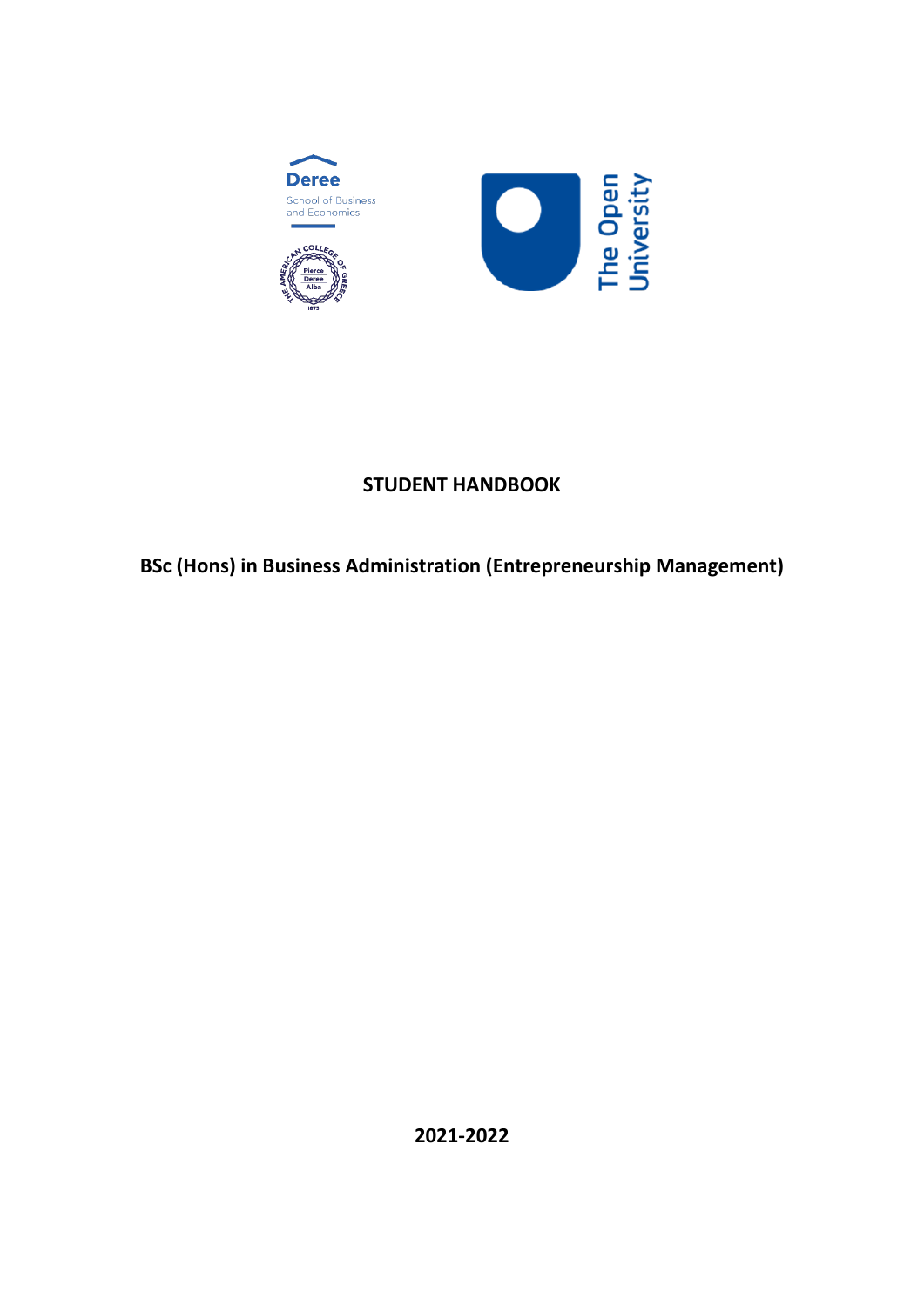# STUDENT HANDBOOK

## BSc (Hons) in Business Administration (Entrepreneurship Management)

**2021-2022**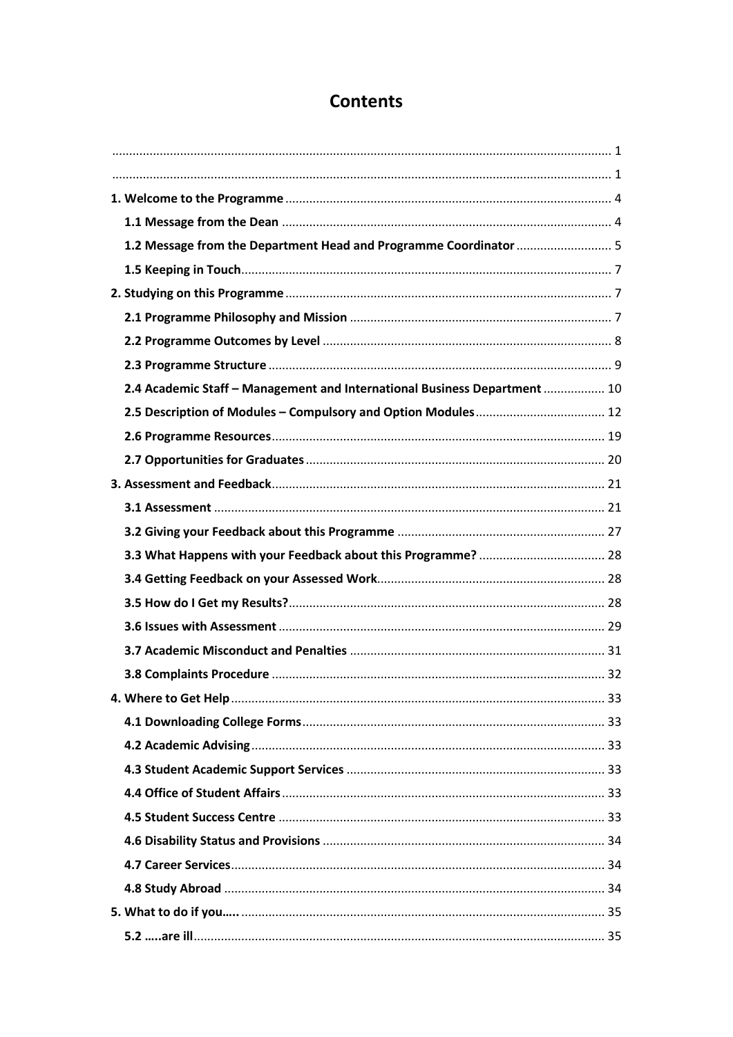# Contents

........................................................................................................................................ 1

........................................................................................................................................ 1

**1. Welcome to the Programme** ........................................................................................ 4

- **1.1 Message from the Dean** ........................................................................................ 4
- **1.2 Message from the Department Head and Programme Coordinator** ............................ 5
- **1.5 Keeping in Touch** .................................................................................................. 7

**2. Studying on this Programme** ........................................................................................ 7

- **2.1 Programme Philosophy and Mission** ........................................................................ 7
- **2.2 Programme Outcomes by Level** ............................................................................... 8
- **2.3 Programme Structure** .............................................................................................. 9
- **2.4 Academic Staff – Management and International Business Department** .................. 10
- **2.5 Description of Modules – Compulsory and Option Modules** ...................................... 12
- **2.6 Programme Resources** ............................................................................................ 19
- **2.7 Opportunities for Graduates** .................................................................................. 20

**3. Assessment and Feedback** .......................................................................................... 21

- **3.1 Assessment** ............................................................................................................ 21
- **3.2 Giving your Feedback about this Programme** ........................................................... 27
- **3.3 What Happens with your Feedback about this Programme?** ..................................... 28
- **3.4 Getting Feedback on your Assessed Work** ............................................................... 28
- **3.5 How do I Get my Results?** ...................................................................................... 28
- **3.6 Issues with Assessment** .......................................................................................... 29
- **3.7 Academic Misconduct and Penalties** ....................................................................... 31
- **3.8 Complaints Procedure** ............................................................................................ 32

**4. Where to Get Help** ...................................................................................................... 33

- **4.1 Downloading College Forms** .................................................................................... 33
- **4.2 Academic Advising** ................................................................................................... 33
- **4.3 Student Academic Support Services** ........................................................................ 33
- **4.4 Office of Student Affairs** .......................................................................................... 33
- **4.5 Student Success Centre** ........................................................................................... 33
- **4.6 Disability Status and Provisions** ............................................................................... 34
- **4.7 Career Services** ....................................................................................................... 34
- **4.8 Study Abroad** ........................................................................................................... 34

**5. What to do if you….** ................................................................................................... 35

- **5.2 …..are ill** ................................................................................................................... 35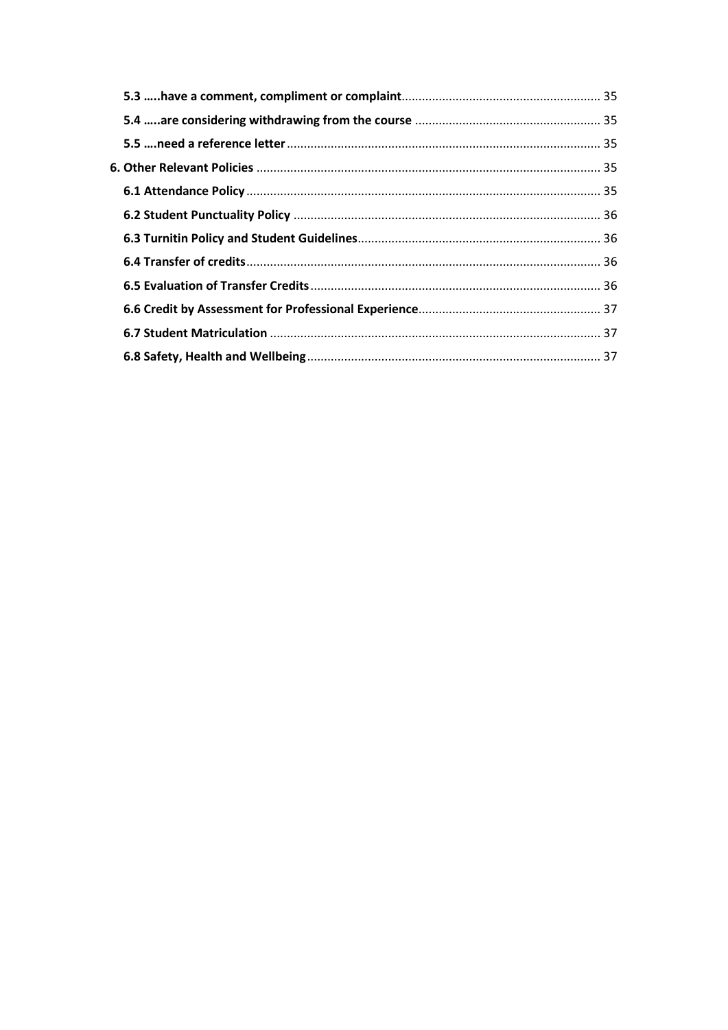**5.3 …..have a comment, compliment or complaint** .......................................................... 35

**5.4 …..are considering withdrawing from the course** ...................................................... 35

**5.5 ….need a reference letter** ........................................................................................... 35

**6. Other Relevant Policies** ..................................................................................................... 35

**6.1 Attendance Policy** ........................................................................................................ 35

**6.2 Student Punctuality Policy** .......................................................................................... 36

**6.3 Turnitin Policy and Student Guidelines** ....................................................................... 36

**6.4 Transfer of credits** ........................................................................................................ 36

**6.5 Evaluation of Transfer Credits** ..................................................................................... 36

**6.6 Credit by Assessment for Professional Experience** ..................................................... 37

**6.7 Student Matriculation** ................................................................................................. 37

**6.8 Safety, Health and Wellbeing** ...................................................................................... 37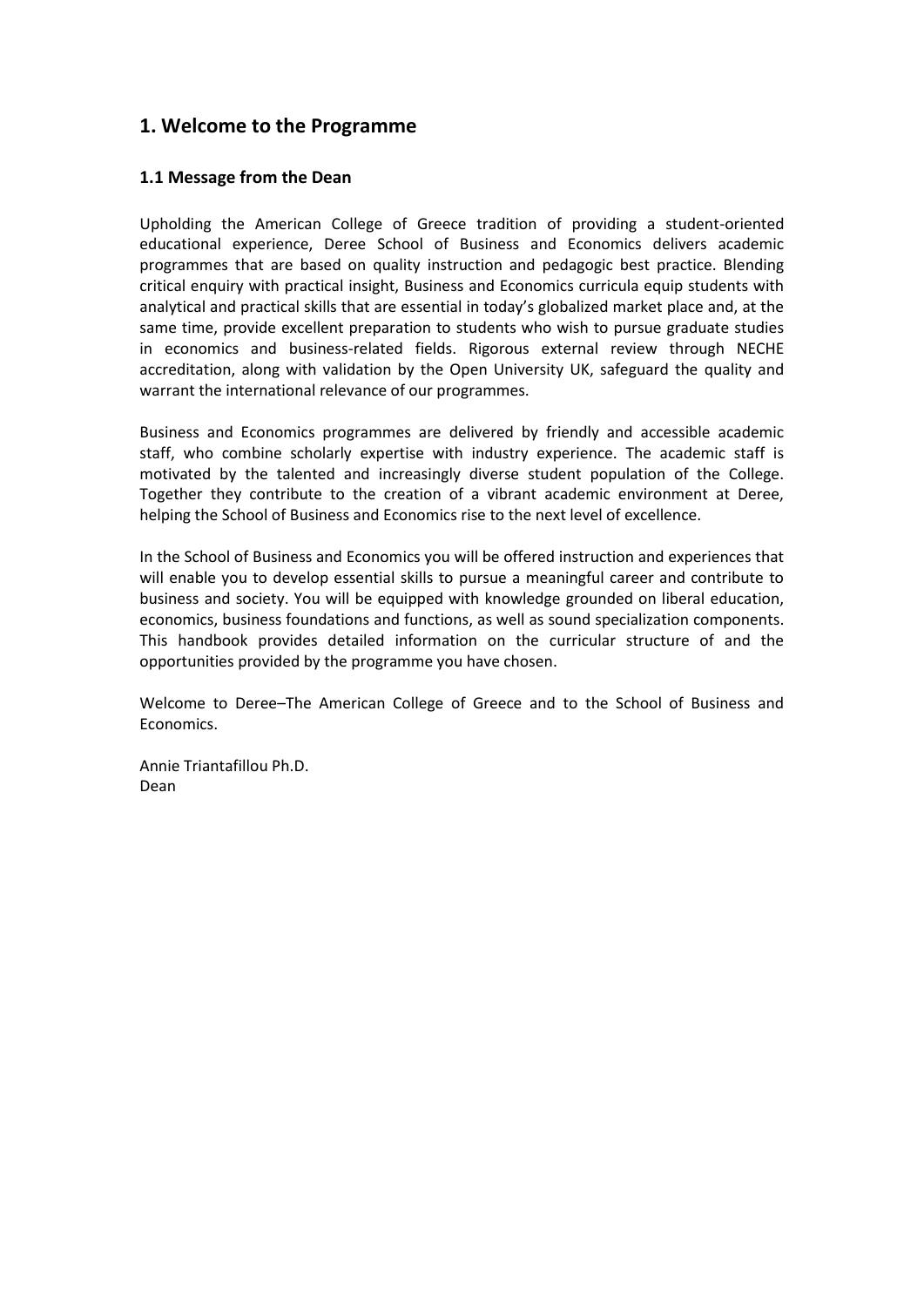## 1. Welcome to the Programme

### 1.1 Message from the Dean

Upholding the American College of Greece tradition of providing a student-oriented educational experience, Deree School of Business and Economics delivers academic programmes that are based on quality instruction and pedagogic best practice. Blending critical enquiry with practical insight, Business and Economics curricula equip students with analytical and practical skills that are essential in today's globalized market place and, at the same time, provide excellent preparation to students who wish to pursue graduate studies in economics and business-related fields. Rigorous external review through NECHE accreditation, along with validation by the Open University UK, safeguard the quality and warrant the international relevance of our programmes.

Business and Economics programmes are delivered by friendly and accessible academic staff, who combine scholarly expertise with industry experience. The academic staff is motivated by the talented and increasingly diverse student population of the College. Together they contribute to the creation of a vibrant academic environment at Deree, helping the School of Business and Economics rise to the next level of excellence.

In the School of Business and Economics you will be offered instruction and experiences that will enable you to develop essential skills to pursue a meaningful career and contribute to business and society. You will be equipped with knowledge grounded on liberal education, economics, business foundations and functions, as well as sound specialization components. This handbook provides detailed information on the curricular structure of and the opportunities provided by the programme you have chosen.

Welcome to Deree–The American College of Greece and to the School of Business and Economics.

Annie Triantafillou Ph.D.
Dean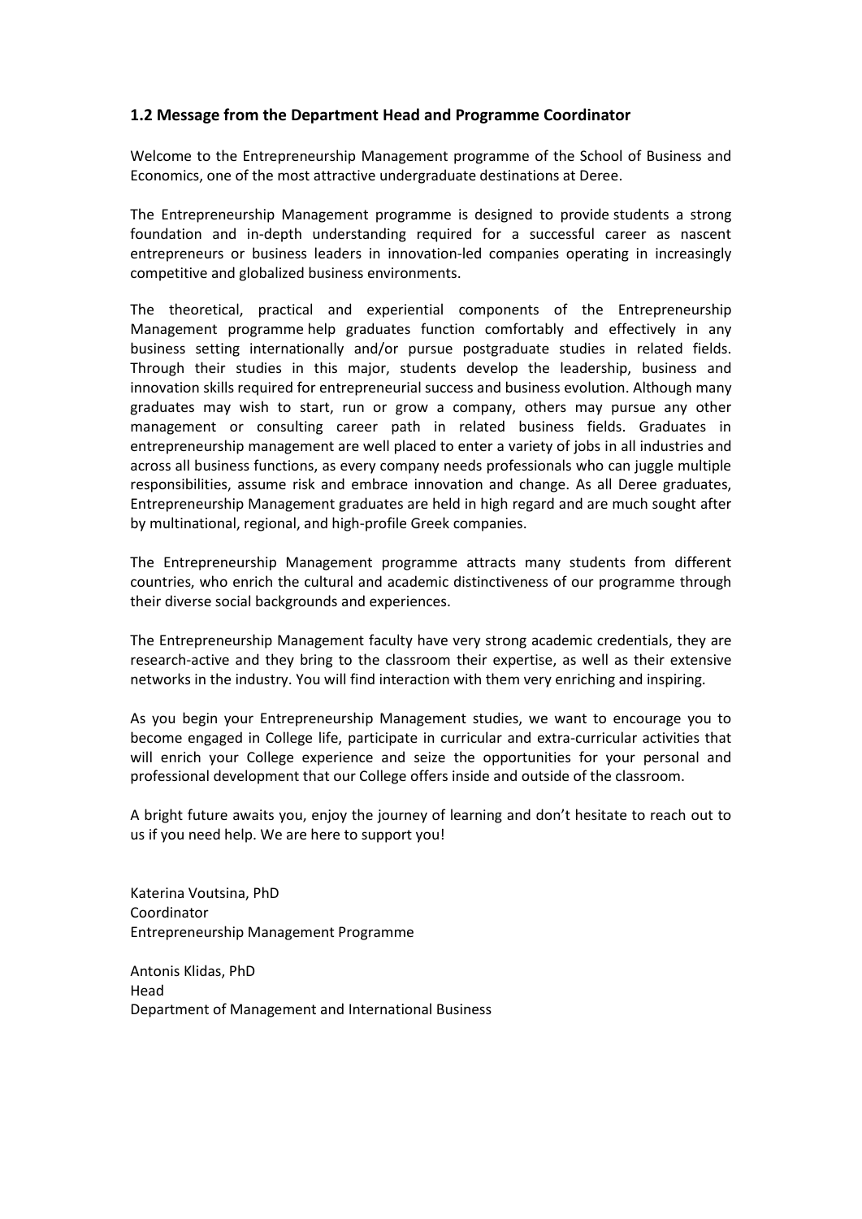### 1.2 Message from the Department Head and Programme Coordinator

Welcome to the Entrepreneurship Management programme of the School of Business and Economics, one of the most attractive undergraduate destinations at Deree.

The Entrepreneurship Management programme is designed to provide students a strong foundation and in-depth understanding required for a successful career as nascent entrepreneurs or business leaders in innovation-led companies operating in increasingly competitive and globalized business environments.

The theoretical, practical and experiential components of the Entrepreneurship Management programme help graduates function comfortably and effectively in any business setting internationally and/or pursue postgraduate studies in related fields. Through their studies in this major, students develop the leadership, business and innovation skills required for entrepreneurial success and business evolution. Although many graduates may wish to start, run or grow a company, others may pursue any other management or consulting career path in related business fields. Graduates in entrepreneurship management are well placed to enter a variety of jobs in all industries and across all business functions, as every company needs professionals who can juggle multiple responsibilities, assume risk and embrace innovation and change. As all Deree graduates, Entrepreneurship Management graduates are held in high regard and are much sought after by multinational, regional, and high-profile Greek companies.

The Entrepreneurship Management programme attracts many students from different countries, who enrich the cultural and academic distinctiveness of our programme through their diverse social backgrounds and experiences.

The Entrepreneurship Management faculty have very strong academic credentials, they are research-active and they bring to the classroom their expertise, as well as their extensive networks in the industry. You will find interaction with them very enriching and inspiring.

As you begin your Entrepreneurship Management studies, we want to encourage you to become engaged in College life, participate in curricular and extra-curricular activities that will enrich your College experience and seize the opportunities for your personal and professional development that our College offers inside and outside of the classroom.

A bright future awaits you, enjoy the journey of learning and don't hesitate to reach out to us if you need help. We are here to support you!

Katerina Voutsina, PhD
Coordinator
Entrepreneurship Management Programme

Antonis Klidas, PhD
Head
Department of Management and International Business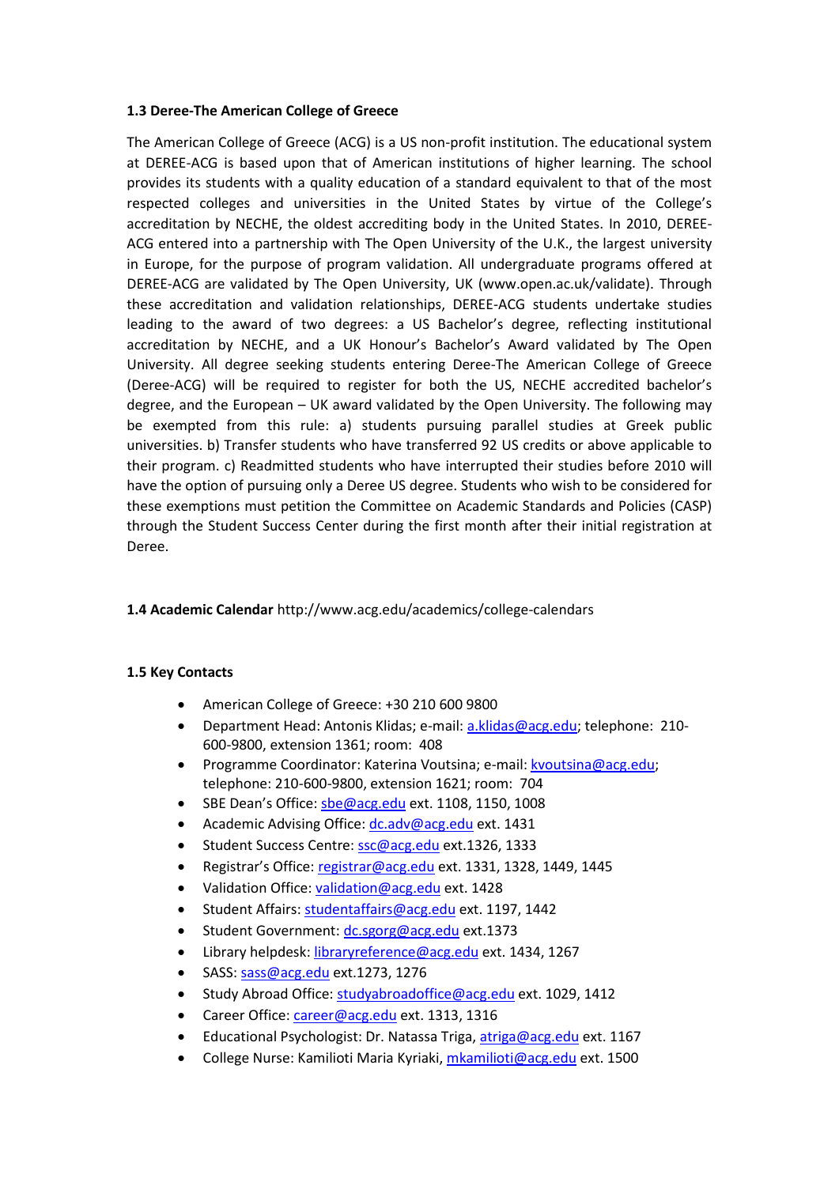### 1.3 Deree-The American College of Greece

The American College of Greece (ACG) is a US non-profit institution. The educational system at DEREE-ACG is based upon that of American institutions of higher learning. The school provides its students with a quality education of a standard equivalent to that of the most respected colleges and universities in the United States by virtue of the College's accreditation by NECHE, the oldest accrediting body in the United States. In 2010, DEREE-ACG entered into a partnership with The Open University of the U.K., the largest university in Europe, for the purpose of program validation. All undergraduate programs offered at DEREE-ACG are validated by The Open University, UK (www.open.ac.uk/validate). Through these accreditation and validation relationships, DEREE-ACG students undertake studies leading to the award of two degrees: a US Bachelor's degree, reflecting institutional accreditation by NECHE, and a UK Honour's Bachelor's Award validated by The Open University. All degree seeking students entering Deree-The American College of Greece (Deree-ACG) will be required to register for both the US, NECHE accredited bachelor's degree, and the European – UK award validated by the Open University. The following may be exempted from this rule: a) students pursuing parallel studies at Greek public universities. b) Transfer students who have transferred 92 US credits or above applicable to their program. c) Readmitted students who have interrupted their studies before 2010 will have the option of pursuing only a Deree US degree. Students who wish to be considered for these exemptions must petition the Committee on Academic Standards and Policies (CASP) through the Student Success Center during the first month after their initial registration at Deree.

**1.4 Academic Calendar** http://www.acg.edu/academics/college-calendars

### 1.5 Key Contacts

- American College of Greece: +30 210 600 9800
- Department Head: Antonis Klidas; e-mail: a.klidas@acg.edu; telephone: 210-600-9800, extension 1361; room: 408
- Programme Coordinator: Katerina Voutsina; e-mail: kvoutsina@acg.edu; telephone: 210-600-9800, extension 1621; room: 704
- SBE Dean's Office: sbe@acg.edu ext. 1108, 1150, 1008
- Academic Advising Office: dc.adv@acg.edu ext. 1431
- Student Success Centre: ssc@acg.edu ext.1326, 1333
- Registrar's Office: registrar@acg.edu ext. 1331, 1328, 1449, 1445
- Validation Office: validation@acg.edu ext. 1428
- Student Affairs: studentaffairs@acg.edu ext. 1197, 1442
- Student Government: dc.sgorg@acg.edu ext.1373
- Library helpdesk: libraryreference@acg.edu ext. 1434, 1267
- SASS: sass@acg.edu ext.1273, 1276
- Study Abroad Office: studyabroadoffice@acg.edu ext. 1029, 1412
- Career Office: career@acg.edu ext. 1313, 1316
- Educational Psychologist: Dr. Natassa Triga, atriga@acg.edu ext. 1167
- College Nurse: Kamilioti Maria Kyriaki, mkamilioti@acg.edu ext. 1500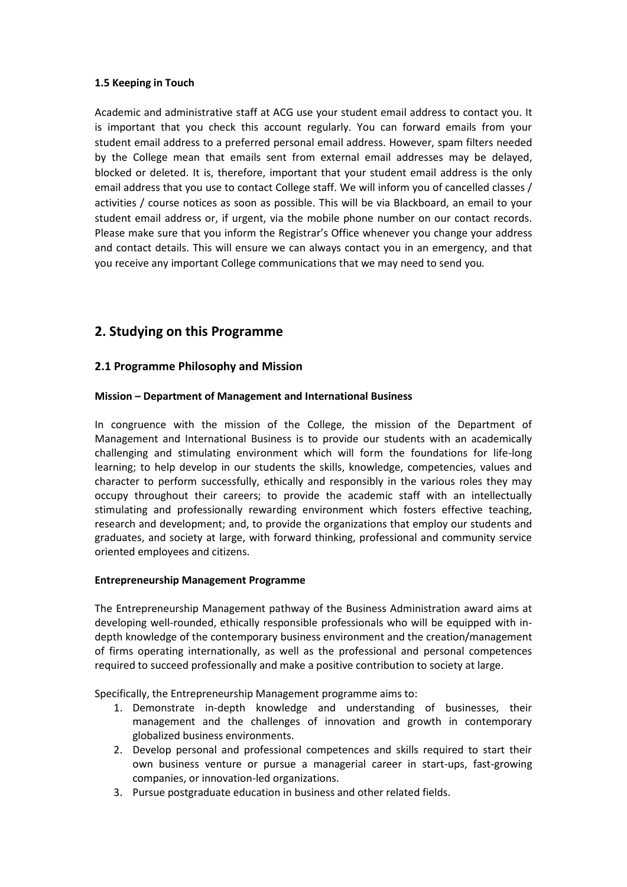### 1.5 Keeping in Touch

Academic and administrative staff at ACG use your student email address to contact you. It is important that you check this account regularly. You can forward emails from your student email address to a preferred personal email address. However, spam filters needed by the College mean that emails sent from external email addresses may be delayed, blocked or deleted. It is, therefore, important that your student email address is the only email address that you use to contact College staff. We will inform you of cancelled classes / activities / course notices as soon as possible. This will be via Blackboard, an email to your student email address or, if urgent, via the mobile phone number on our contact records. Please make sure that you inform the Registrar's Office whenever you change your address and contact details. This will ensure we can always contact you in an emergency, and that you receive any important College communications that we may need to send you.

## 2. Studying on this Programme

### 2.1 Programme Philosophy and Mission

**Mission – Department of Management and International Business**

In congruence with the mission of the College, the mission of the Department of Management and International Business is to provide our students with an academically challenging and stimulating environment which will form the foundations for life-long learning; to help develop in our students the skills, knowledge, competencies, values and character to perform successfully, ethically and responsibly in the various roles they may occupy throughout their careers; to provide the academic staff with an intellectually stimulating and professionally rewarding environment which fosters effective teaching, research and development; and, to provide the organizations that employ our students and graduates, and society at large, with forward thinking, professional and community service oriented employees and citizens.

**Entrepreneurship Management Programme**

The Entrepreneurship Management pathway of the Business Administration award aims at developing well-rounded, ethically responsible professionals who will be equipped with in-depth knowledge of the contemporary business environment and the creation/management of firms operating internationally, as well as the professional and personal competences required to succeed professionally and make a positive contribution to society at large.

Specifically, the Entrepreneurship Management programme aims to:

1. Demonstrate in-depth knowledge and understanding of businesses, their management and the challenges of innovation and growth in contemporary globalized business environments.
2. Develop personal and professional competences and skills required to start their own business venture or pursue a managerial career in start-ups, fast-growing companies, or innovation-led organizations.
3. Pursue postgraduate education in business and other related fields.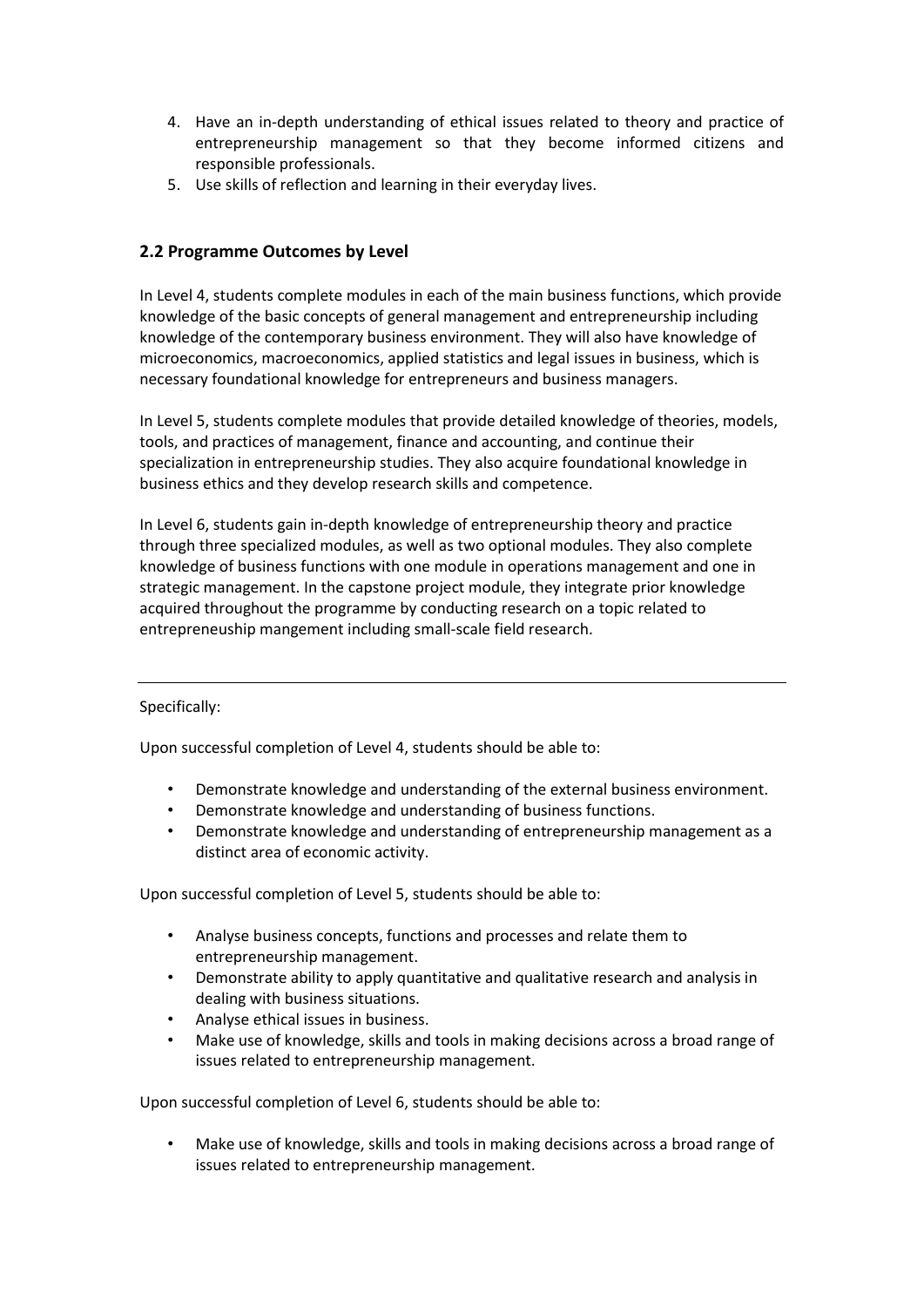4. Have an in-depth understanding of ethical issues related to theory and practice of entrepreneurship management so that they become informed citizens and responsible professionals.
5. Use skills of reflection and learning in their everyday lives.

## 2.2 Programme Outcomes by Level

In Level 4, students complete modules in each of the main business functions, which provide knowledge of the basic concepts of general management and entrepreneurship including knowledge of the contemporary business environment. They will also have knowledge of microeconomics, macroeconomics, applied statistics and legal issues in business, which is necessary foundational knowledge for entrepreneurs and business managers.

In Level 5, students complete modules that provide detailed knowledge of theories, models, tools, and practices of management, finance and accounting, and continue their specialization in entrepreneurship studies. They also acquire foundational knowledge in business ethics and they develop research skills and competence.

In Level 6, students gain in-depth knowledge of entrepreneurship theory and practice through three specialized modules, as well as two optional modules. They also complete knowledge of business functions with one module in operations management and one in strategic management. In the capstone project module, they integrate prior knowledge acquired throughout the programme by conducting research on a topic related to entrepreneuship mangement including small-scale field research.

---

Specifically:

Upon successful completion of Level 4, students should be able to:

- Demonstrate knowledge and understanding of the external business environment.
- Demonstrate knowledge and understanding of business functions.
- Demonstrate knowledge and understanding of entrepreneurship management as a distinct area of economic activity.

Upon successful completion of Level 5, students should be able to:

- Analyse business concepts, functions and processes and relate them to entrepreneurship management.
- Demonstrate ability to apply quantitative and qualitative research and analysis in dealing with business situations.
- Analyse ethical issues in business.
- Make use of knowledge, skills and tools in making decisions across a broad range of issues related to entrepreneurship management.

Upon successful completion of Level 6, students should be able to:

- Make use of knowledge, skills and tools in making decisions across a broad range of issues related to entrepreneurship management.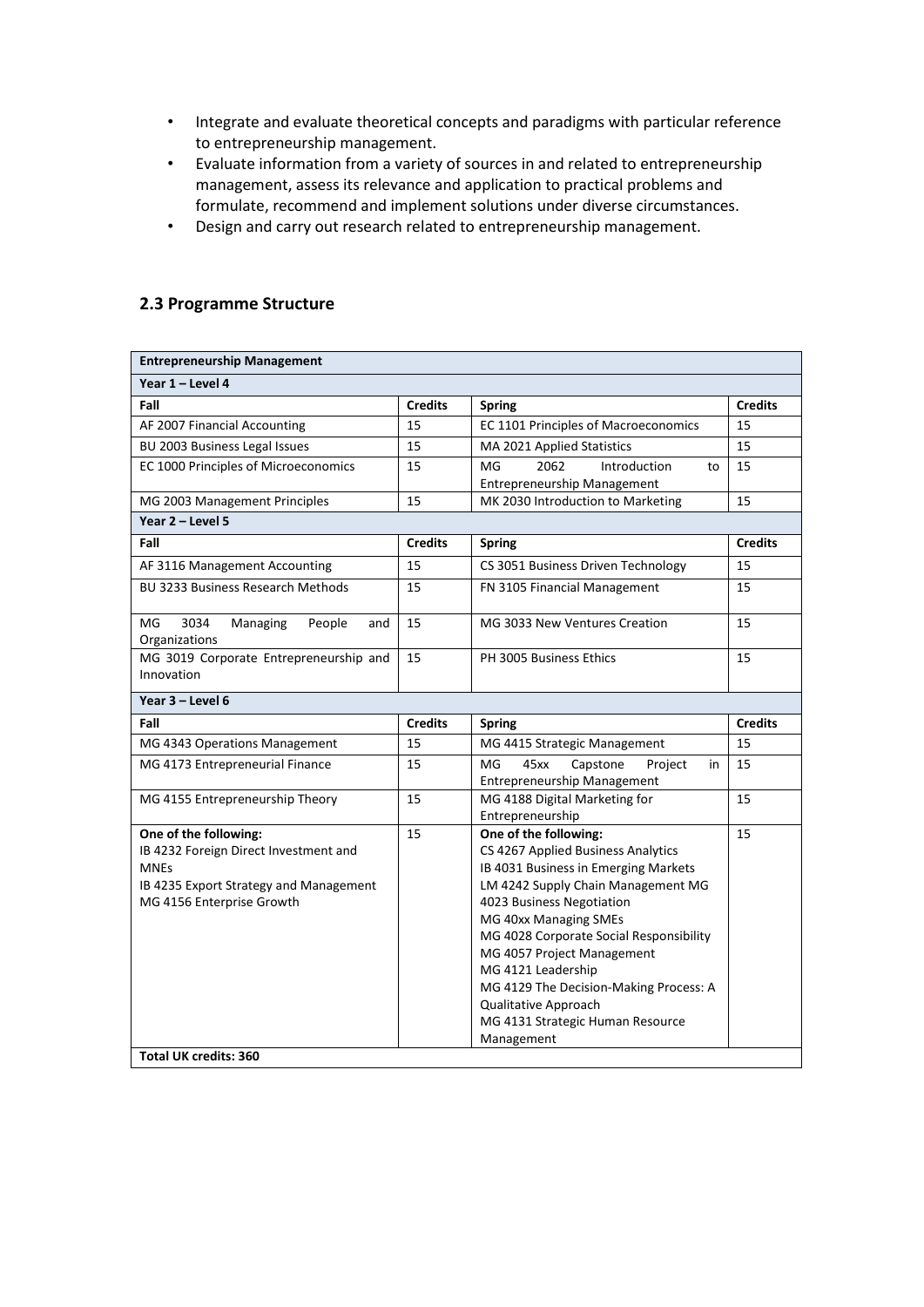- Integrate and evaluate theoretical concepts and paradigms with particular reference to entrepreneurship management.
- Evaluate information from a variety of sources in and related to entrepreneurship management, assess its relevance and application to practical problems and formulate, recommend and implement solutions under diverse circumstances.
- Design and carry out research related to entrepreneurship management.

## 2.3 Programme Structure

| **Entrepreneurship Management** | | | |
|---|---|---|---|
| **Year 1 – Level 4** | | | |
| **Fall** | **Credits** | **Spring** | **Credits** |
| AF 2007 Financial Accounting | 15 | EC 1101 Principles of Macroeconomics | 15 |
| BU 2003 Business Legal Issues | 15 | MA 2021 Applied Statistics | 15 |
| EC 1000 Principles of Microeconomics | 15 | MG 2062 Introduction to Entrepreneurship Management | 15 |
| MG 2003 Management Principles | 15 | MK 2030 Introduction to Marketing | 15 |
| **Year 2 – Level 5** | | | |
| **Fall** | **Credits** | **Spring** | **Credits** |
| AF 3116 Management Accounting | 15 | CS 3051 Business Driven Technology | 15 |
| BU 3233 Business Research Methods | 15 | FN 3105 Financial Management | 15 |
| MG 3034 Managing People and Organizations | 15 | MG 3033 New Ventures Creation | 15 |
| MG 3019 Corporate Entrepreneurship and Innovation | 15 | PH 3005 Business Ethics | 15 |
| **Year 3 – Level 6** | | | |
| **Fall** | **Credits** | **Spring** | **Credits** |
| MG 4343 Operations Management | 15 | MG 4415 Strategic Management | 15 |
| MG 4173 Entrepreneurial Finance | 15 | MG 45xx Capstone Project in Entrepreneurship Management | 15 |
| MG 4155 Entrepreneurship Theory | 15 | MG 4188 Digital Marketing for Entrepreneurship | 15 |
| **One of the following:**<br>IB 4232 Foreign Direct Investment and MNEs<br>IB 4235 Export Strategy and Management<br>MG 4156 Enterprise Growth | 15 | **One of the following:**<br>CS 4267 Applied Business Analytics<br>IB 4031 Business in Emerging Markets<br>LM 4242 Supply Chain Management MG 4023 Business Negotiation<br>MG 40xx Managing SMEs<br>MG 4028 Corporate Social Responsibility<br>MG 4057 Project Management<br>MG 4121 Leadership<br>MG 4129 The Decision-Making Process: A Qualitative Approach<br>MG 4131 Strategic Human Resource Management | 15 |
| **Total UK credits: 360** | | | |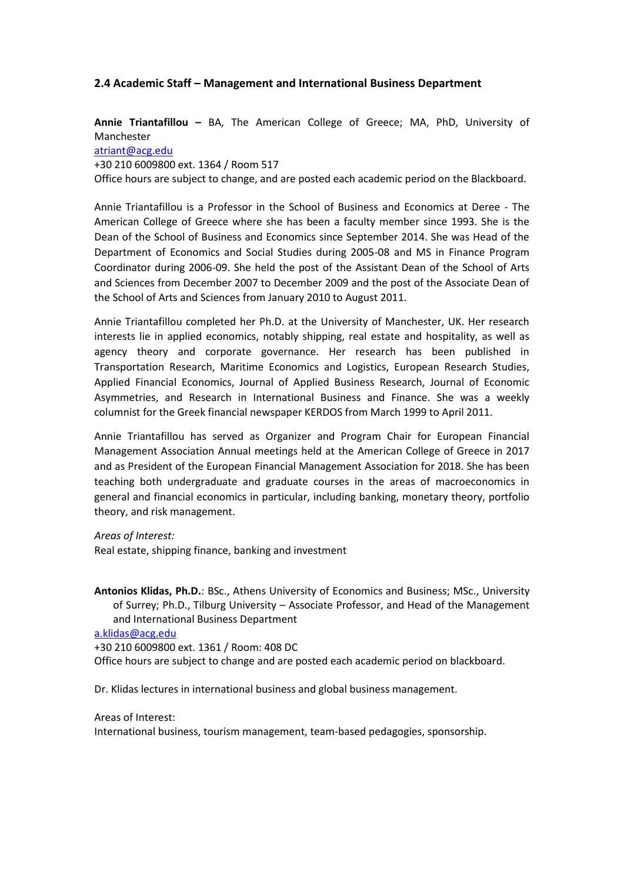## 2.4 Academic Staff – Management and International Business Department

**Annie Triantafillou –** BA, The American College of Greece; MA, PhD, University of Manchester
atriant@acg.edu
+30 210 6009800 ext. 1364 / Room 517
Office hours are subject to change, and are posted each academic period on the Blackboard.

Annie Triantafillou is a Professor in the School of Business and Economics at Deree - The American College of Greece where she has been a faculty member since 1993. She is the Dean of the School of Business and Economics since September 2014. She was Head of the Department of Economics and Social Studies during 2005-08 and MS in Finance Program Coordinator during 2006-09. She held the post of the Assistant Dean of the School of Arts and Sciences from December 2007 to December 2009 and the post of the Associate Dean of the School of Arts and Sciences from January 2010 to August 2011.

Annie Triantafillou completed her Ph.D. at the University of Manchester, UK. Her research interests lie in applied economics, notably shipping, real estate and hospitality, as well as agency theory and corporate governance. Her research has been published in Transportation Research, Maritime Economics and Logistics, European Research Studies, Applied Financial Economics, Journal of Applied Business Research, Journal of Economic Asymmetries, and Research in International Business and Finance. She was a weekly columnist for the Greek financial newspaper KERDOS from March 1999 to April 2011.

Annie Triantafillou has served as Organizer and Program Chair for European Financial Management Association Annual meetings held at the American College of Greece in 2017 and as President of the European Financial Management Association for 2018. She has been teaching both undergraduate and graduate courses in the areas of macroeconomics in general and financial economics in particular, including banking, monetary theory, portfolio theory, and risk management.

*Areas of Interest:*
Real estate, shipping finance, banking and investment

**Antonios Klidas, Ph.D.**: BSc., Athens University of Economics and Business; MSc., University of Surrey; Ph.D., Tilburg University – Associate Professor, and Head of the Management and International Business Department
a.klidas@acg.edu
+30 210 6009800 ext. 1361 / Room: 408 DC
Office hours are subject to change and are posted each academic period on blackboard.

Dr. Klidas lectures in international business and global business management.

Areas of Interest:
International business, tourism management, team-based pedagogies, sponsorship.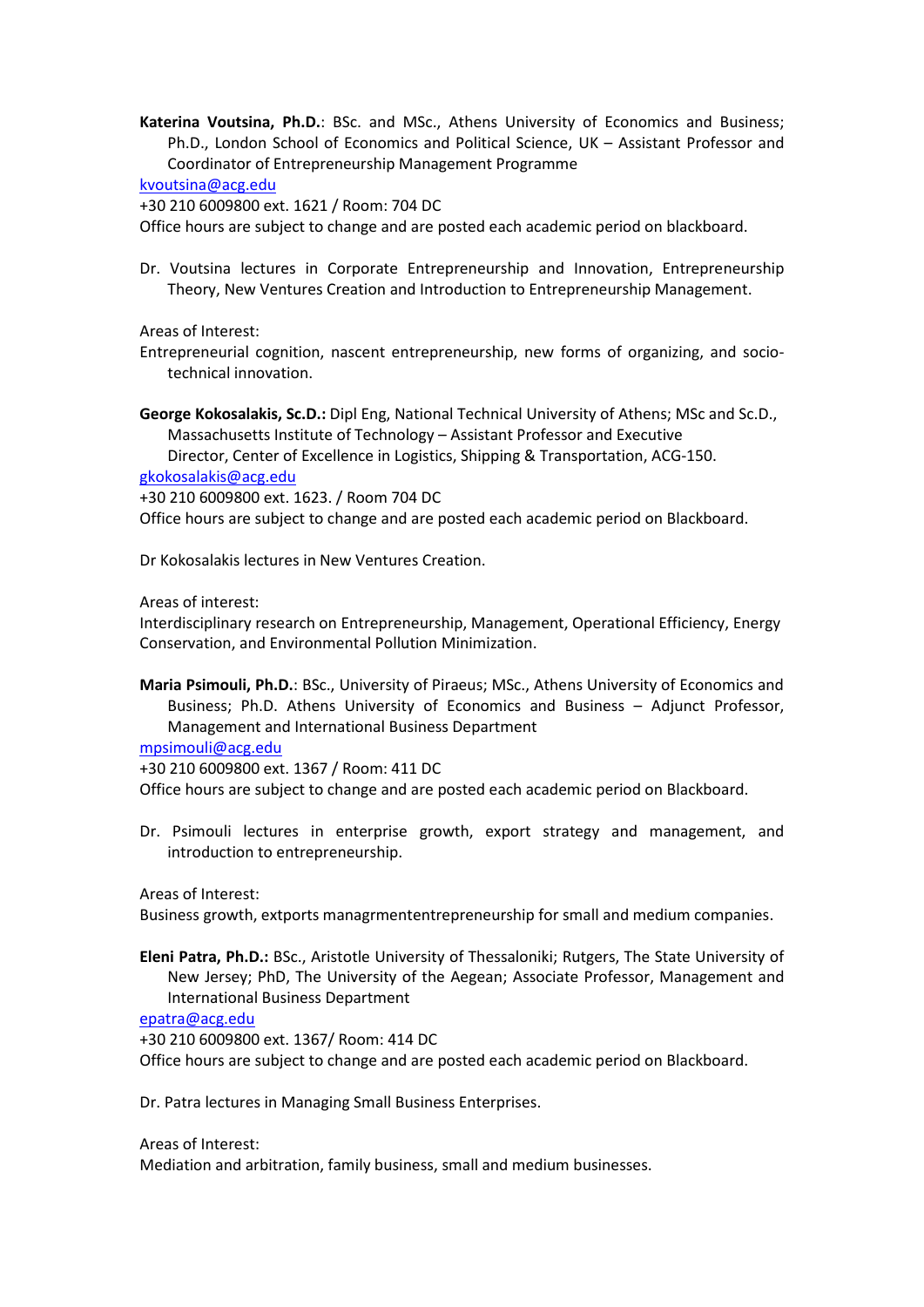**Katerina Voutsina, Ph.D.**: BSc. and MSc., Athens University of Economics and Business; Ph.D., London School of Economics and Political Science, UK – Assistant Professor and Coordinator of Entrepreneurship Management Programme

kvoutsina@acg.edu

+30 210 6009800 ext. 1621 / Room: 704 DC

Office hours are subject to change and are posted each academic period on blackboard.

Dr. Voutsina lectures in Corporate Entrepreneurship and Innovation, Entrepreneurship Theory, New Ventures Creation and Introduction to Entrepreneurship Management.

Areas of Interest:

Entrepreneurial cognition, nascent entrepreneurship, new forms of organizing, and socio-technical innovation.

**George Kokosalakis, Sc.D.:** Dipl Eng, National Technical University of Athens; MSc and Sc.D., Massachusetts Institute of Technology – Assistant Professor and Executive Director, Center of Excellence in Logistics, Shipping & Transportation, ACG-150.

gkokosalakis@acg.edu

+30 210 6009800 ext. 1623. / Room 704 DC

Office hours are subject to change and are posted each academic period on Blackboard.

Dr Kokosalakis lectures in New Ventures Creation.

Areas of interest:

Interdisciplinary research on Entrepreneurship, Management, Operational Efficiency, Energy Conservation, and Environmental Pollution Minimization.

**Maria Psimouli, Ph.D.**: BSc., University of Piraeus; MSc., Athens University of Economics and Business; Ph.D. Athens University of Economics and Business – Adjunct Professor, Management and International Business Department

mpsimouli@acg.edu

+30 210 6009800 ext. 1367 / Room: 411 DC

Office hours are subject to change and are posted each academic period on Blackboard.

Dr. Psimouli lectures in enterprise growth, export strategy and management, and introduction to entrepreneurship.

Areas of Interest:

Business growth, extports managrmententrepreneurship for small and medium companies.

**Eleni Patra, Ph.D.:** BSc., Aristotle University of Thessaloniki; Rutgers, The State University of New Jersey; PhD, The University of the Aegean; Associate Professor, Management and International Business Department

epatra@acg.edu

+30 210 6009800 ext. 1367/ Room: 414 DC

Office hours are subject to change and are posted each academic period on Blackboard.

Dr. Patra lectures in Managing Small Business Enterprises.

Areas of Interest:

Mediation and arbitration, family business, small and medium businesses.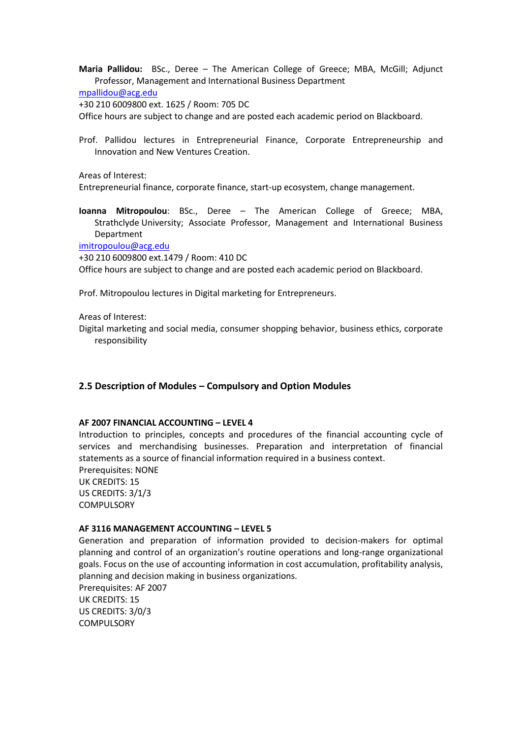**Maria Pallidou:** BSc., Deree – The American College of Greece; MBA, McGill; Adjunct Professor, Management and International Business Department

mpallidou@acg.edu

+30 210 6009800 ext. 1625 / Room: 705 DC

Office hours are subject to change and are posted each academic period on Blackboard.

Prof. Pallidou lectures in Entrepreneurial Finance, Corporate Entrepreneurship and Innovation and New Ventures Creation.

Areas of Interest:

Entrepreneurial finance, corporate finance, start-up ecosystem, change management.

**Ioanna Mitropoulou**: BSc., Deree – The American College of Greece; MBA, Strathclyde University; Associate Professor, Management and International Business Department

imitropoulou@acg.edu

+30 210 6009800 ext.1479 / Room: 410 DC

Office hours are subject to change and are posted each academic period on Blackboard.

Prof. Mitropoulou lectures in Digital marketing for Entrepreneurs.

Areas of Interest:

Digital marketing and social media, consumer shopping behavior, business ethics, corporate responsibility

## 2.5 Description of Modules – Compulsory and Option Modules

### AF 2007 FINANCIAL ACCOUNTING – LEVEL 4

Introduction to principles, concepts and procedures of the financial accounting cycle of services and merchandising businesses. Preparation and interpretation of financial statements as a source of financial information required in a business context.

Prerequisites: NONE

UK CREDITS: 15

US CREDITS: 3/1/3

COMPULSORY

### AF 3116 MANAGEMENT ACCOUNTING – LEVEL 5

Generation and preparation of information provided to decision-makers for optimal planning and control of an organization's routine operations and long-range organizational goals. Focus on the use of accounting information in cost accumulation, profitability analysis, planning and decision making in business organizations.

Prerequisites: AF 2007

UK CREDITS: 15

US CREDITS: 3/0/3

COMPULSORY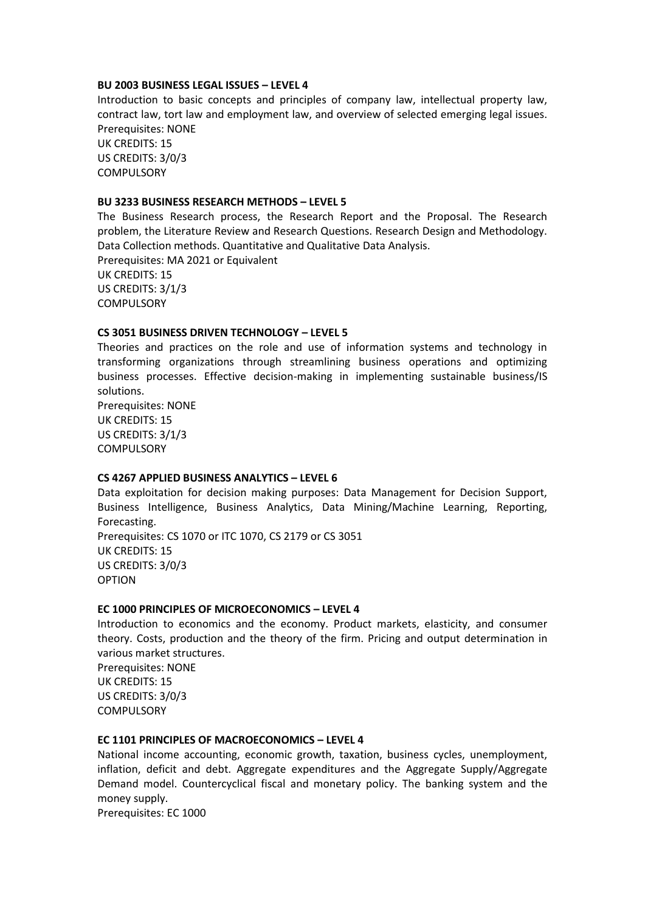**BU 2003 BUSINESS LEGAL ISSUES – LEVEL 4**

Introduction to basic concepts and principles of company law, intellectual property law, contract law, tort law and employment law, and overview of selected emerging legal issues.
Prerequisites: NONE
UK CREDITS: 15
US CREDITS: 3/0/3
COMPULSORY

**BU 3233 BUSINESS RESEARCH METHODS – LEVEL 5**

The Business Research process, the Research Report and the Proposal. The Research problem, the Literature Review and Research Questions. Research Design and Methodology. Data Collection methods. Quantitative and Qualitative Data Analysis.
Prerequisites: MA 2021 or Equivalent
UK CREDITS: 15
US CREDITS: 3/1/3
COMPULSORY

**CS 3051 BUSINESS DRIVEN TECHNOLOGY – LEVEL 5**

Theories and practices on the role and use of information systems and technology in transforming organizations through streamlining business operations and optimizing business processes. Effective decision-making in implementing sustainable business/IS solutions.
Prerequisites: NONE
UK CREDITS: 15
US CREDITS: 3/1/3
COMPULSORY

**CS 4267 APPLIED BUSINESS ANALYTICS – LEVEL 6**

Data exploitation for decision making purposes: Data Management for Decision Support, Business Intelligence, Business Analytics, Data Mining/Machine Learning, Reporting, Forecasting.
Prerequisites: CS 1070 or ITC 1070, CS 2179 or CS 3051
UK CREDITS: 15
US CREDITS: 3/0/3
OPTION

**EC 1000 PRINCIPLES OF MICROECONOMICS – LEVEL 4**

Introduction to economics and the economy. Product markets, elasticity, and consumer theory. Costs, production and the theory of the firm. Pricing and output determination in various market structures.
Prerequisites: NONE
UK CREDITS: 15
US CREDITS: 3/0/3
COMPULSORY

**EC 1101 PRINCIPLES OF MACROECONOMICS – LEVEL 4**

National income accounting, economic growth, taxation, business cycles, unemployment, inflation, deficit and debt. Aggregate expenditures and the Aggregate Supply/Aggregate Demand model. Countercyclical fiscal and monetary policy. The banking system and the money supply.
Prerequisites: EC 1000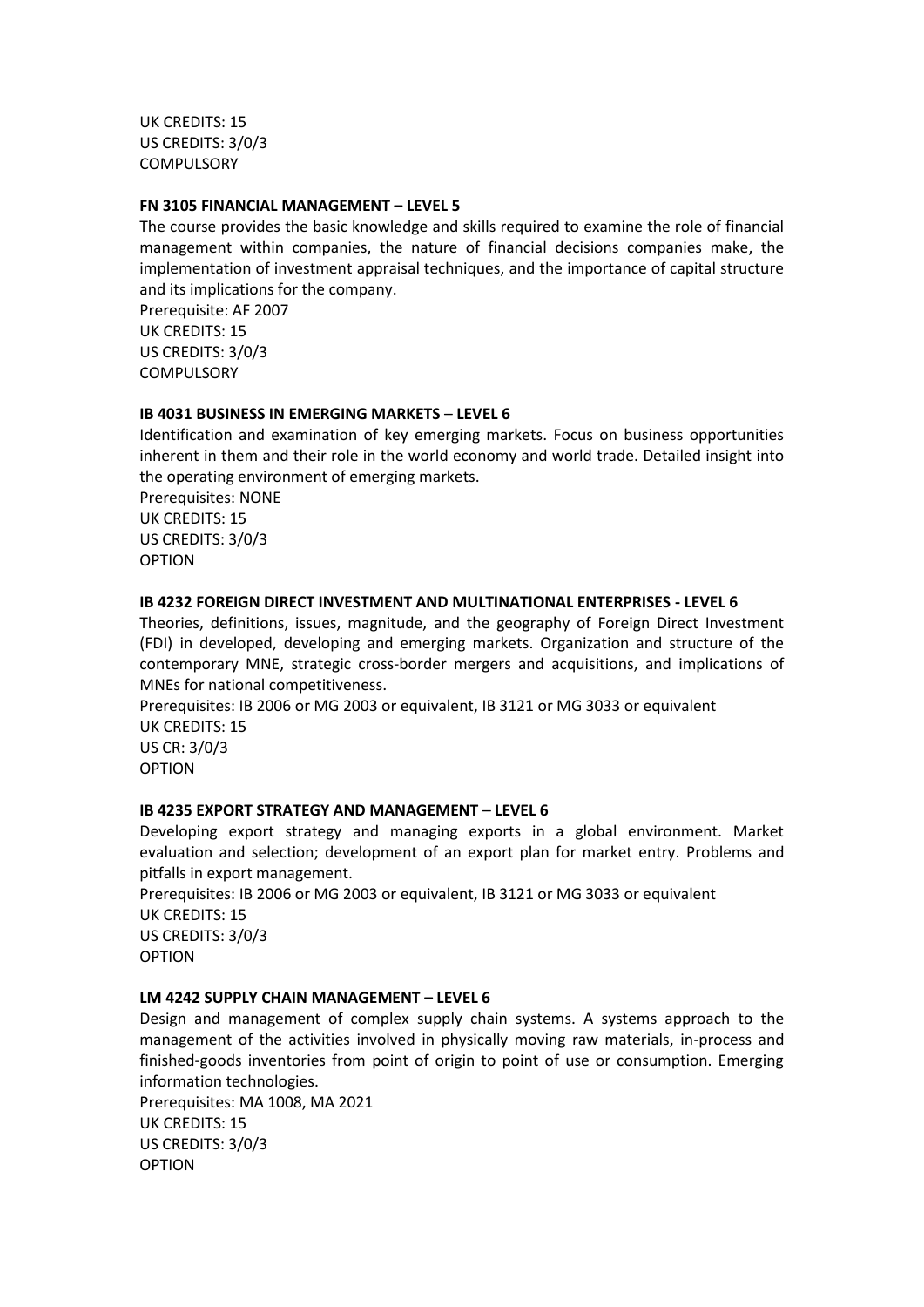UK CREDITS: 15
US CREDITS: 3/0/3
COMPULSORY

**FN 3105 FINANCIAL MANAGEMENT – LEVEL 5**

The course provides the basic knowledge and skills required to examine the role of financial management within companies, the nature of financial decisions companies make, the implementation of investment appraisal techniques, and the importance of capital structure and its implications for the company.
Prerequisite: AF 2007
UK CREDITS: 15
US CREDITS: 3/0/3
COMPULSORY

**IB 4031 BUSINESS IN EMERGING MARKETS – LEVEL 6**

Identification and examination of key emerging markets. Focus on business opportunities inherent in them and their role in the world economy and world trade. Detailed insight into the operating environment of emerging markets.
Prerequisites: NONE
UK CREDITS: 15
US CREDITS: 3/0/3
OPTION

**IB 4232 FOREIGN DIRECT INVESTMENT AND MULTINATIONAL ENTERPRISES - LEVEL 6**

Theories, definitions, issues, magnitude, and the geography of Foreign Direct Investment (FDI) in developed, developing and emerging markets. Organization and structure of the contemporary MNE, strategic cross-border mergers and acquisitions, and implications of MNEs for national competitiveness.
Prerequisites: IB 2006 or MG 2003 or equivalent, IB 3121 or MG 3033 or equivalent
UK CREDITS: 15
US CR: 3/0/3
OPTION

**IB 4235 EXPORT STRATEGY AND MANAGEMENT – LEVEL 6**

Developing export strategy and managing exports in a global environment. Market evaluation and selection; development of an export plan for market entry. Problems and pitfalls in export management.
Prerequisites: IB 2006 or MG 2003 or equivalent, IB 3121 or MG 3033 or equivalent
UK CREDITS: 15
US CREDITS: 3/0/3
OPTION

**LM 4242 SUPPLY CHAIN MANAGEMENT – LEVEL 6**

Design and management of complex supply chain systems. A systems approach to the management of the activities involved in physically moving raw materials, in-process and finished-goods inventories from point of origin to point of use or consumption. Emerging information technologies.
Prerequisites: MA 1008, MA 2021
UK CREDITS: 15
US CREDITS: 3/0/3
OPTION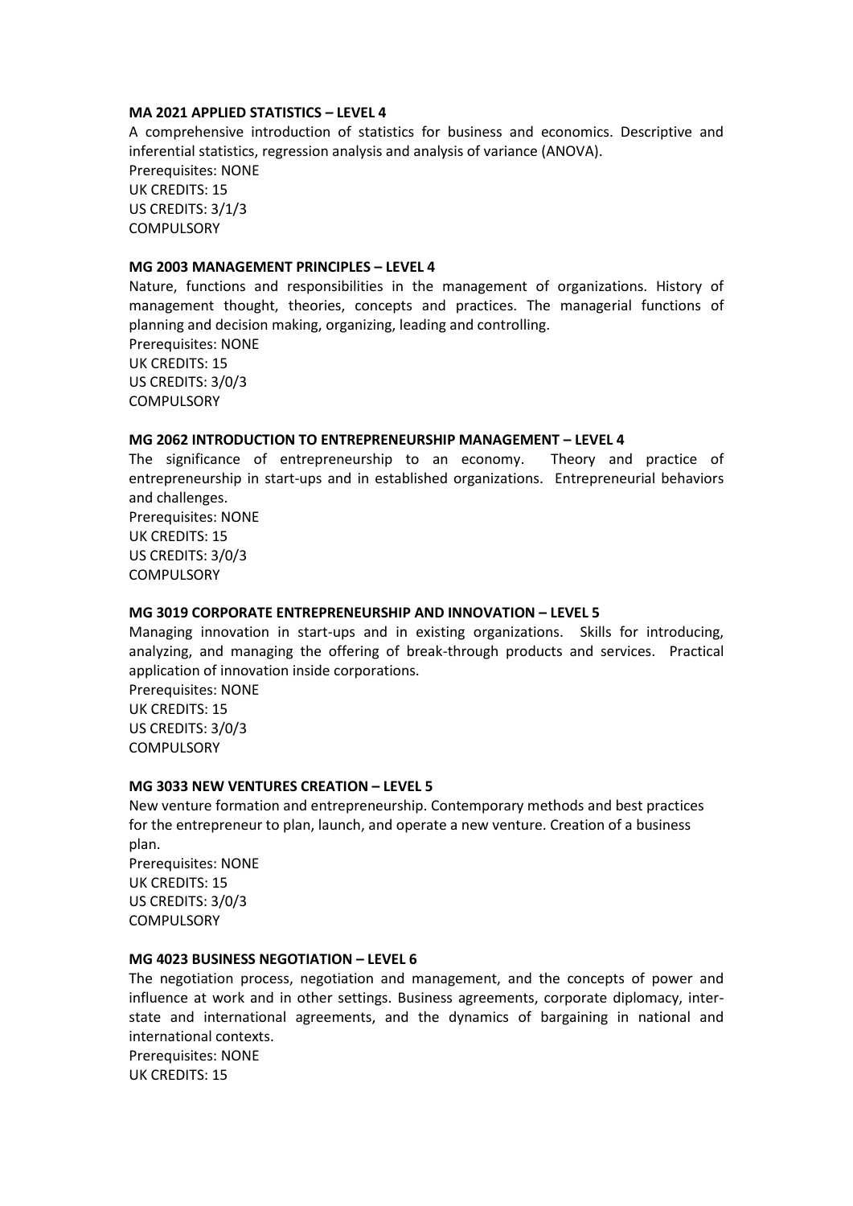**MA 2021 APPLIED STATISTICS – LEVEL 4**

A comprehensive introduction of statistics for business and economics. Descriptive and inferential statistics, regression analysis and analysis of variance (ANOVA).
Prerequisites: NONE
UK CREDITS: 15
US CREDITS: 3/1/3
COMPULSORY

**MG 2003 MANAGEMENT PRINCIPLES – LEVEL 4**

Nature, functions and responsibilities in the management of organizations. History of management thought, theories, concepts and practices. The managerial functions of planning and decision making, organizing, leading and controlling.
Prerequisites: NONE
UK CREDITS: 15
US CREDITS: 3/0/3
COMPULSORY

**MG 2062 INTRODUCTION TO ENTREPRENEURSHIP MANAGEMENT – LEVEL 4**

The significance of entrepreneurship to an economy. Theory and practice of entrepreneurship in start-ups and in established organizations. Entrepreneurial behaviors and challenges.
Prerequisites: NONE
UK CREDITS: 15
US CREDITS: 3/0/3
COMPULSORY

**MG 3019 CORPORATE ENTREPRENEURSHIP AND INNOVATION – LEVEL 5**

Managing innovation in start-ups and in existing organizations. Skills for introducing, analyzing, and managing the offering of break-through products and services. Practical application of innovation inside corporations.
Prerequisites: NONE
UK CREDITS: 15
US CREDITS: 3/0/3
COMPULSORY

**MG 3033 NEW VENTURES CREATION – LEVEL 5**

New venture formation and entrepreneurship. Contemporary methods and best practices for the entrepreneur to plan, launch, and operate a new venture. Creation of a business plan.
Prerequisites: NONE
UK CREDITS: 15
US CREDITS: 3/0/3
COMPULSORY

**MG 4023 BUSINESS NEGOTIATION – LEVEL 6**

The negotiation process, negotiation and management, and the concepts of power and influence at work and in other settings. Business agreements, corporate diplomacy, inter-state and international agreements, and the dynamics of bargaining in national and international contexts.
Prerequisites: NONE
UK CREDITS: 15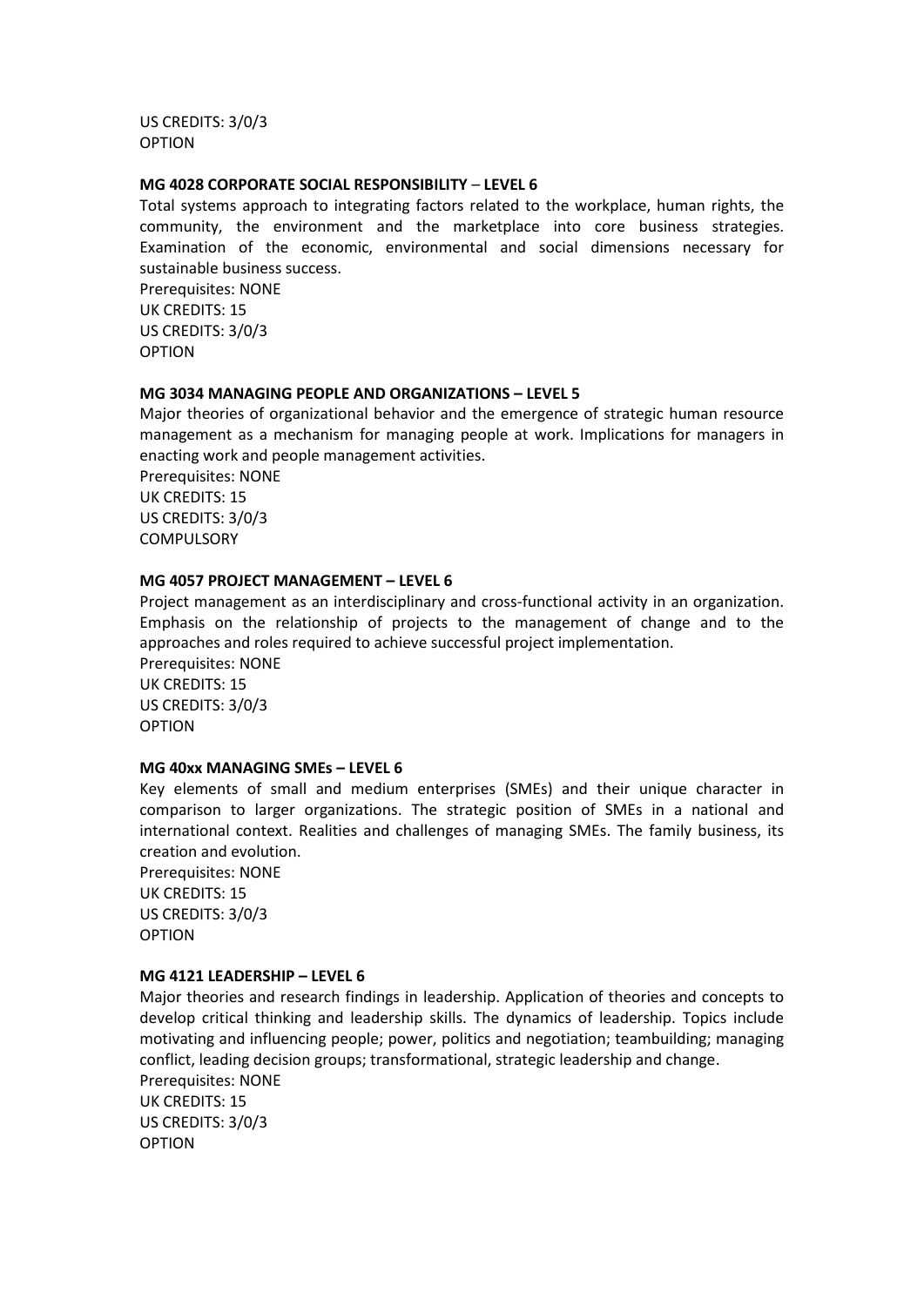US CREDITS: 3/0/3
OPTION

**MG 4028 CORPORATE SOCIAL RESPONSIBILITY – LEVEL 6**

Total systems approach to integrating factors related to the workplace, human rights, the community, the environment and the marketplace into core business strategies. Examination of the economic, environmental and social dimensions necessary for sustainable business success.
Prerequisites: NONE
UK CREDITS: 15
US CREDITS: 3/0/3
OPTION

**MG 3034 MANAGING PEOPLE AND ORGANIZATIONS – LEVEL 5**

Major theories of organizational behavior and the emergence of strategic human resource management as a mechanism for managing people at work. Implications for managers in enacting work and people management activities.
Prerequisites: NONE
UK CREDITS: 15
US CREDITS: 3/0/3
COMPULSORY

**MG 4057 PROJECT MANAGEMENT – LEVEL 6**

Project management as an interdisciplinary and cross-functional activity in an organization. Emphasis on the relationship of projects to the management of change and to the approaches and roles required to achieve successful project implementation.
Prerequisites: NONE
UK CREDITS: 15
US CREDITS: 3/0/3
OPTION

**MG 40xx MANAGING SMEs – LEVEL 6**

Key elements of small and medium enterprises (SMEs) and their unique character in comparison to larger organizations. The strategic position of SMEs in a national and international context. Realities and challenges of managing SMEs. The family business, its creation and evolution.
Prerequisites: NONE
UK CREDITS: 15
US CREDITS: 3/0/3
OPTION

**MG 4121 LEADERSHIP – LEVEL 6**

Major theories and research findings in leadership. Application of theories and concepts to develop critical thinking and leadership skills. The dynamics of leadership. Topics include motivating and influencing people; power, politics and negotiation; teambuilding; managing conflict, leading decision groups; transformational, strategic leadership and change.
Prerequisites: NONE
UK CREDITS: 15
US CREDITS: 3/0/3
OPTION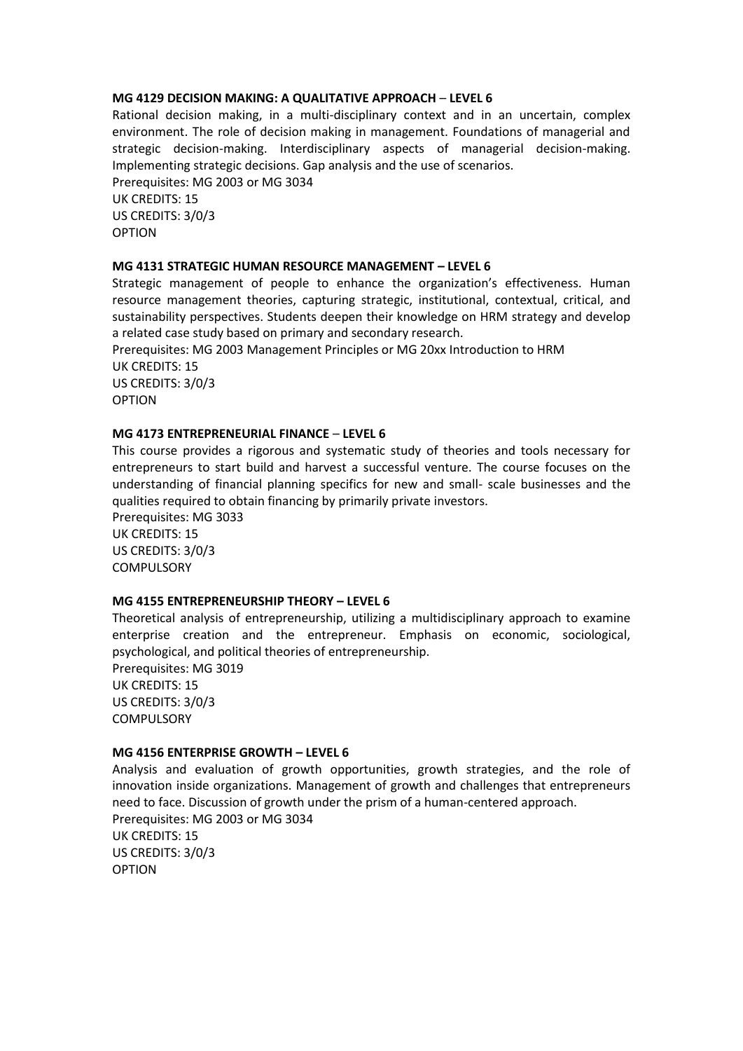**MG 4129 DECISION MAKING: A QUALITATIVE APPROACH – LEVEL 6**

Rational decision making, in a multi-disciplinary context and in an uncertain, complex environment. The role of decision making in management. Foundations of managerial and strategic decision-making. Interdisciplinary aspects of managerial decision-making. Implementing strategic decisions. Gap analysis and the use of scenarios.
Prerequisites: MG 2003 or MG 3034
UK CREDITS: 15
US CREDITS: 3/0/3
OPTION

**MG 4131 STRATEGIC HUMAN RESOURCE MANAGEMENT – LEVEL 6**

Strategic management of people to enhance the organization's effectiveness. Human resource management theories, capturing strategic, institutional, contextual, critical, and sustainability perspectives. Students deepen their knowledge on HRM strategy and develop a related case study based on primary and secondary research.
Prerequisites: MG 2003 Management Principles or MG 20xx Introduction to HRM
UK CREDITS: 15
US CREDITS: 3/0/3
OPTION

**MG 4173 ENTREPRENEURIAL FINANCE – LEVEL 6**

This course provides a rigorous and systematic study of theories and tools necessary for entrepreneurs to start build and harvest a successful venture. The course focuses on the understanding of financial planning specifics for new and small- scale businesses and the qualities required to obtain financing by primarily private investors.
Prerequisites: MG 3033
UK CREDITS: 15
US CREDITS: 3/0/3
COMPULSORY

**MG 4155 ENTREPRENEURSHIP THEORY – LEVEL 6**

Theoretical analysis of entrepreneurship, utilizing a multidisciplinary approach to examine enterprise creation and the entrepreneur. Emphasis on economic, sociological, psychological, and political theories of entrepreneurship.
Prerequisites: MG 3019
UK CREDITS: 15
US CREDITS: 3/0/3
COMPULSORY

**MG 4156 ENTERPRISE GROWTH – LEVEL 6**

Analysis and evaluation of growth opportunities, growth strategies, and the role of innovation inside organizations. Management of growth and challenges that entrepreneurs need to face. Discussion of growth under the prism of a human-centered approach.
Prerequisites: MG 2003 or MG 3034
UK CREDITS: 15
US CREDITS: 3/0/3
OPTION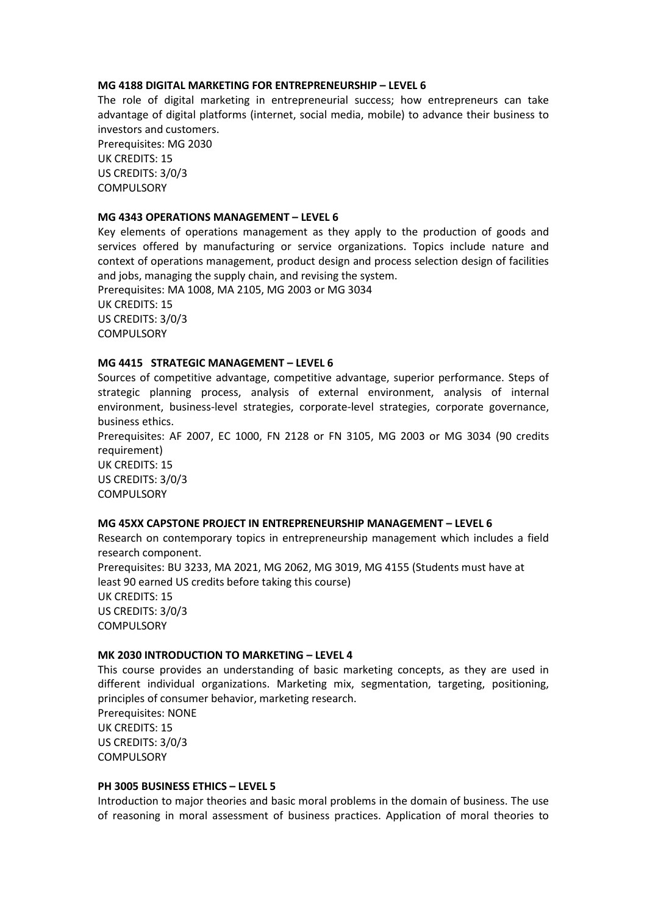**MG 4188 DIGITAL MARKETING FOR ENTREPRENEURSHIP – LEVEL 6**

The role of digital marketing in entrepreneurial success; how entrepreneurs can take advantage of digital platforms (internet, social media, mobile) to advance their business to investors and customers.
Prerequisites: MG 2030
UK CREDITS: 15
US CREDITS: 3/0/3
COMPULSORY

**MG 4343 OPERATIONS MANAGEMENT – LEVEL 6**

Key elements of operations management as they apply to the production of goods and services offered by manufacturing or service organizations. Topics include nature and context of operations management, product design and process selection design of facilities and jobs, managing the supply chain, and revising the system.
Prerequisites: MA 1008, MA 2105, MG 2003 or MG 3034
UK CREDITS: 15
US CREDITS: 3/0/3
COMPULSORY

**MG 4415 STRATEGIC MANAGEMENT – LEVEL 6**

Sources of competitive advantage, competitive advantage, superior performance. Steps of strategic planning process, analysis of external environment, analysis of internal environment, business-level strategies, corporate-level strategies, corporate governance, business ethics.
Prerequisites: AF 2007, EC 1000, FN 2128 or FN 3105, MG 2003 or MG 3034 (90 credits requirement)
UK CREDITS: 15
US CREDITS: 3/0/3
COMPULSORY

**MG 45XX CAPSTONE PROJECT IN ENTREPRENEURSHIP MANAGEMENT – LEVEL 6**

Research on contemporary topics in entrepreneurship management which includes a field research component.
Prerequisites: BU 3233, MA 2021, MG 2062, MG 3019, MG 4155 (Students must have at least 90 earned US credits before taking this course)
UK CREDITS: 15
US CREDITS: 3/0/3
COMPULSORY

**MK 2030 INTRODUCTION TO MARKETING – LEVEL 4**

This course provides an understanding of basic marketing concepts, as they are used in different individual organizations. Marketing mix, segmentation, targeting, positioning, principles of consumer behavior, marketing research.
Prerequisites: NONE
UK CREDITS: 15
US CREDITS: 3/0/3
COMPULSORY

**PH 3005 BUSINESS ETHICS – LEVEL 5**

Introduction to major theories and basic moral problems in the domain of business. The use of reasoning in moral assessment of business practices. Application of moral theories to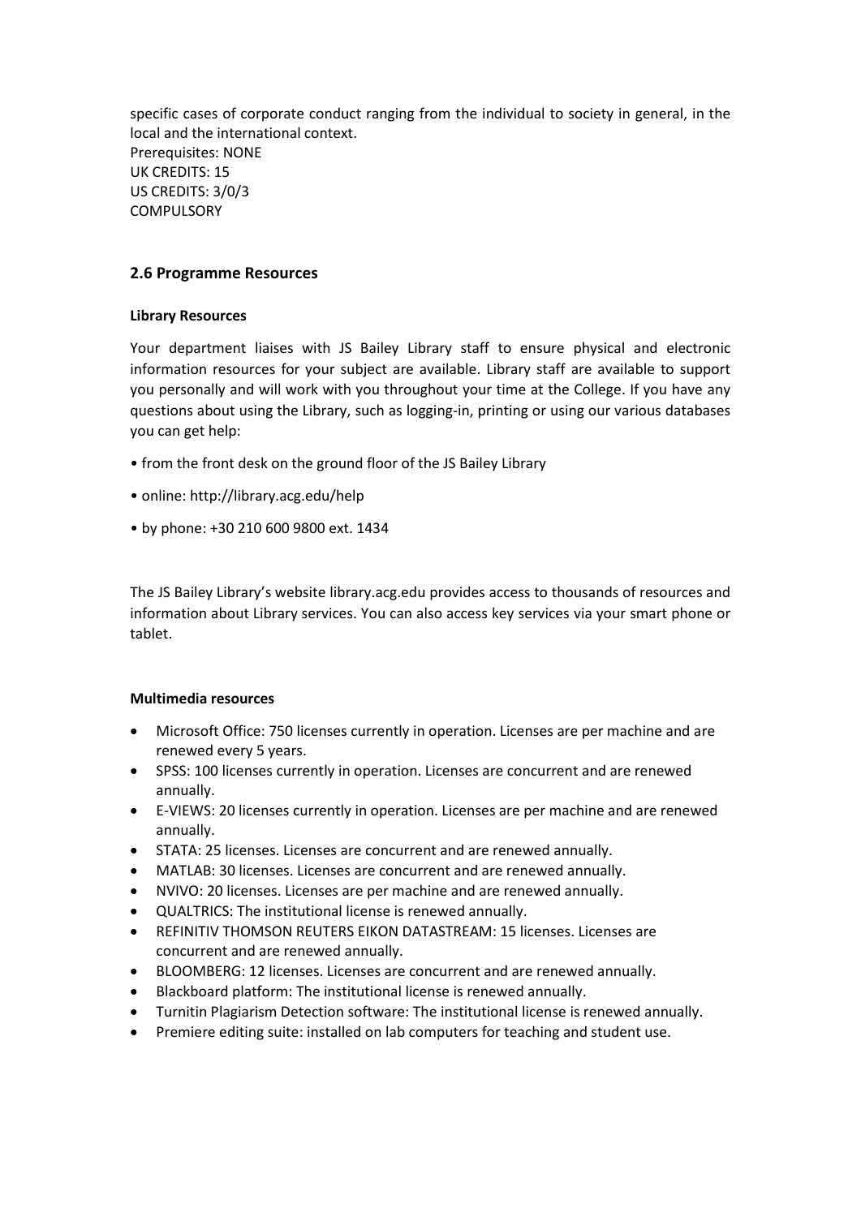specific cases of corporate conduct ranging from the individual to society in general, in the local and the international context.
Prerequisites: NONE
UK CREDITS: 15
US CREDITS: 3/0/3
COMPULSORY

### 2.6 Programme Resources

**Library Resources**

Your department liaises with JS Bailey Library staff to ensure physical and electronic information resources for your subject are available. Library staff are available to support you personally and will work with you throughout your time at the College. If you have any questions about using the Library, such as logging-in, printing or using our various databases you can get help:

- from the front desk on the ground floor of the JS Bailey Library
- online: http://library.acg.edu/help
- by phone: +30 210 600 9800 ext. 1434

The JS Bailey Library's website library.acg.edu provides access to thousands of resources and information about Library services. You can also access key services via your smart phone or tablet.

**Multimedia resources**

- Microsoft Office: 750 licenses currently in operation. Licenses are per machine and are renewed every 5 years.
- SPSS: 100 licenses currently in operation. Licenses are concurrent and are renewed annually.
- E-VIEWS: 20 licenses currently in operation. Licenses are per machine and are renewed annually.
- STATA: 25 licenses. Licenses are concurrent and are renewed annually.
- MATLAB: 30 licenses. Licenses are concurrent and are renewed annually.
- NVIVO: 20 licenses. Licenses are per machine and are renewed annually.
- QUALTRICS: The institutional license is renewed annually.
- REFINITIV THOMSON REUTERS EIKON DATASTREAM: 15 licenses. Licenses are concurrent and are renewed annually.
- BLOOMBERG: 12 licenses. Licenses are concurrent and are renewed annually.
- Blackboard platform: The institutional license is renewed annually.
- Turnitin Plagiarism Detection software: The institutional license is renewed annually.
- Premiere editing suite: installed on lab computers for teaching and student use.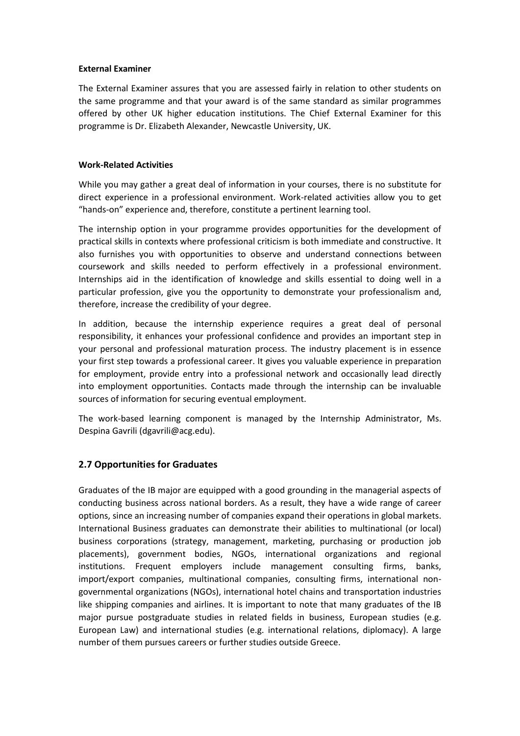**External Examiner**

The External Examiner assures that you are assessed fairly in relation to other students on the same programme and that your award is of the same standard as similar programmes offered by other UK higher education institutions. The Chief External Examiner for this programme is Dr. Elizabeth Alexander, Newcastle University, UK.

**Work-Related Activities**

While you may gather a great deal of information in your courses, there is no substitute for direct experience in a professional environment. Work-related activities allow you to get "hands-on" experience and, therefore, constitute a pertinent learning tool.

The internship option in your programme provides opportunities for the development of practical skills in contexts where professional criticism is both immediate and constructive. It also furnishes you with opportunities to observe and understand connections between coursework and skills needed to perform effectively in a professional environment. Internships aid in the identification of knowledge and skills essential to doing well in a particular profession, give you the opportunity to demonstrate your professionalism and, therefore, increase the credibility of your degree.

In addition, because the internship experience requires a great deal of personal responsibility, it enhances your professional confidence and provides an important step in your personal and professional maturation process. The industry placement is in essence your first step towards a professional career. It gives you valuable experience in preparation for employment, provide entry into a professional network and occasionally lead directly into employment opportunities. Contacts made through the internship can be invaluable sources of information for securing eventual employment.

The work-based learning component is managed by the Internship Administrator, Ms. Despina Gavrili (dgavrili@acg.edu).

## 2.7 Opportunities for Graduates

Graduates of the IB major are equipped with a good grounding in the managerial aspects of conducting business across national borders. As a result, they have a wide range of career options, since an increasing number of companies expand their operations in global markets. International Business graduates can demonstrate their abilities to multinational (or local) business corporations (strategy, management, marketing, purchasing or production job placements), government bodies, NGOs, international organizations and regional institutions. Frequent employers include management consulting firms, banks, import/export companies, multinational companies, consulting firms, international non-governmental organizations (NGOs), international hotel chains and transportation industries like shipping companies and airlines. It is important to note that many graduates of the IB major pursue postgraduate studies in related fields in business, European studies (e.g. European Law) and international studies (e.g. international relations, diplomacy). A large number of them pursues careers or further studies outside Greece.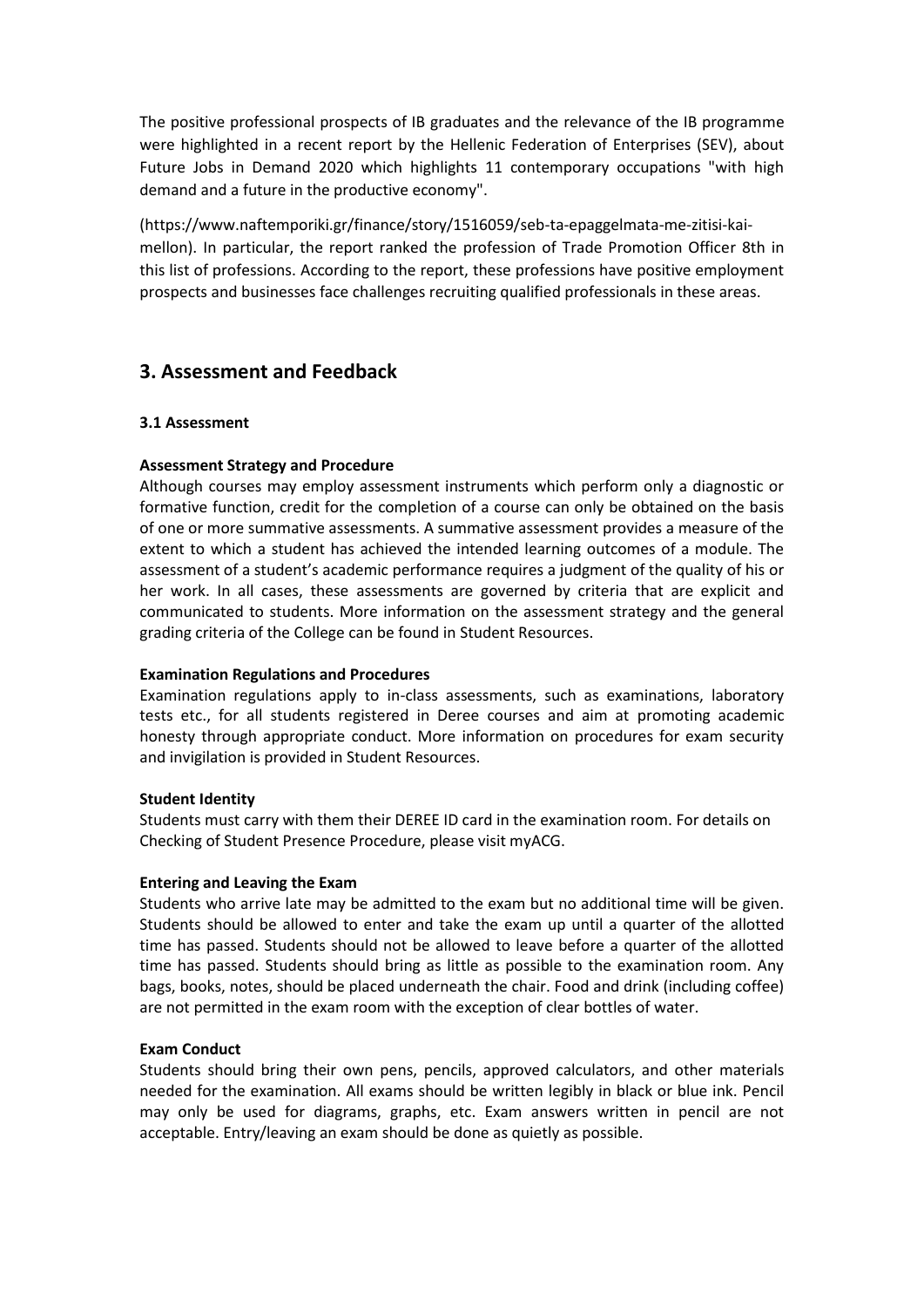The positive professional prospects of IB graduates and the relevance of the IB programme were highlighted in a recent report by the Hellenic Federation of Enterprises (SEV), about Future Jobs in Demand 2020 which highlights 11 contemporary occupations "with high demand and a future in the productive economy".

(https://www.naftemporiki.gr/finance/story/1516059/seb-ta-epaggelmata-me-zitisi-kai-mellon). In particular, the report ranked the profession of Trade Promotion Officer 8th in this list of professions. According to the report, these professions have positive employment prospects and businesses face challenges recruiting qualified professionals in these areas.

## 3. Assessment and Feedback

### 3.1 Assessment

**Assessment Strategy and Procedure**

Although courses may employ assessment instruments which perform only a diagnostic or formative function, credit for the completion of a course can only be obtained on the basis of one or more summative assessments. A summative assessment provides a measure of the extent to which a student has achieved the intended learning outcomes of a module. The assessment of a student's academic performance requires a judgment of the quality of his or her work. In all cases, these assessments are governed by criteria that are explicit and communicated to students. More information on the assessment strategy and the general grading criteria of the College can be found in Student Resources.

**Examination Regulations and Procedures**

Examination regulations apply to in-class assessments, such as examinations, laboratory tests etc., for all students registered in Deree courses and aim at promoting academic honesty through appropriate conduct. More information on procedures for exam security and invigilation is provided in Student Resources.

**Student Identity**

Students must carry with them their DEREE ID card in the examination room. For details on Checking of Student Presence Procedure, please visit myACG.

**Entering and Leaving the Exam**

Students who arrive late may be admitted to the exam but no additional time will be given. Students should be allowed to enter and take the exam up until a quarter of the allotted time has passed. Students should not be allowed to leave before a quarter of the allotted time has passed. Students should bring as little as possible to the examination room. Any bags, books, notes, should be placed underneath the chair. Food and drink (including coffee) are not permitted in the exam room with the exception of clear bottles of water.

**Exam Conduct**

Students should bring their own pens, pencils, approved calculators, and other materials needed for the examination. All exams should be written legibly in black or blue ink. Pencil may only be used for diagrams, graphs, etc. Exam answers written in pencil are not acceptable. Entry/leaving an exam should be done as quietly as possible.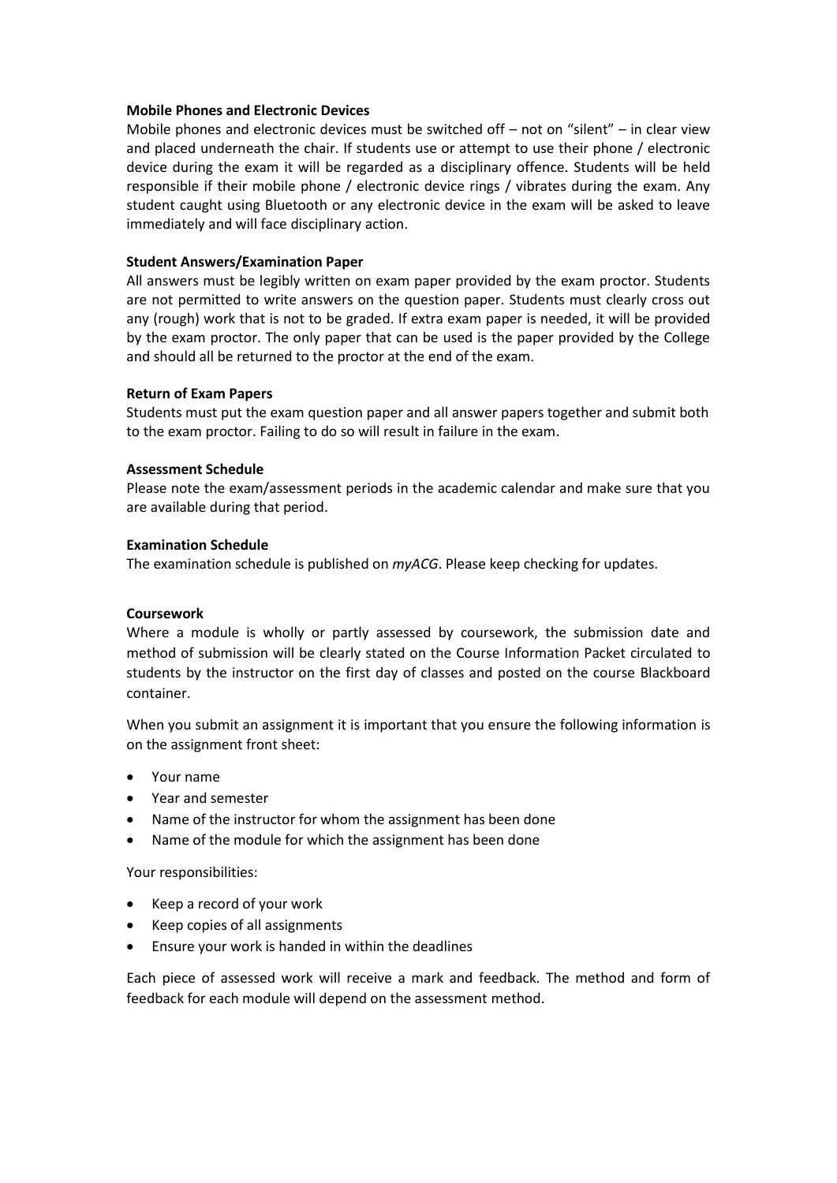**Mobile Phones and Electronic Devices**

Mobile phones and electronic devices must be switched off – not on "silent" – in clear view and placed underneath the chair. If students use or attempt to use their phone / electronic device during the exam it will be regarded as a disciplinary offence. Students will be held responsible if their mobile phone / electronic device rings / vibrates during the exam. Any student caught using Bluetooth or any electronic device in the exam will be asked to leave immediately and will face disciplinary action.

**Student Answers/Examination Paper**

All answers must be legibly written on exam paper provided by the exam proctor. Students are not permitted to write answers on the question paper. Students must clearly cross out any (rough) work that is not to be graded. If extra exam paper is needed, it will be provided by the exam proctor. The only paper that can be used is the paper provided by the College and should all be returned to the proctor at the end of the exam.

**Return of Exam Papers**

Students must put the exam question paper and all answer papers together and submit both to the exam proctor. Failing to do so will result in failure in the exam.

**Assessment Schedule**

Please note the exam/assessment periods in the academic calendar and make sure that you are available during that period.

**Examination Schedule**

The examination schedule is published on *myACG*. Please keep checking for updates.

**Coursework**

Where a module is wholly or partly assessed by coursework, the submission date and method of submission will be clearly stated on the Course Information Packet circulated to students by the instructor on the first day of classes and posted on the course Blackboard container.

When you submit an assignment it is important that you ensure the following information is on the assignment front sheet:

- Your name
- Year and semester
- Name of the instructor for whom the assignment has been done
- Name of the module for which the assignment has been done

Your responsibilities:

- Keep a record of your work
- Keep copies of all assignments
- Ensure your work is handed in within the deadlines

Each piece of assessed work will receive a mark and feedback. The method and form of feedback for each module will depend on the assessment method.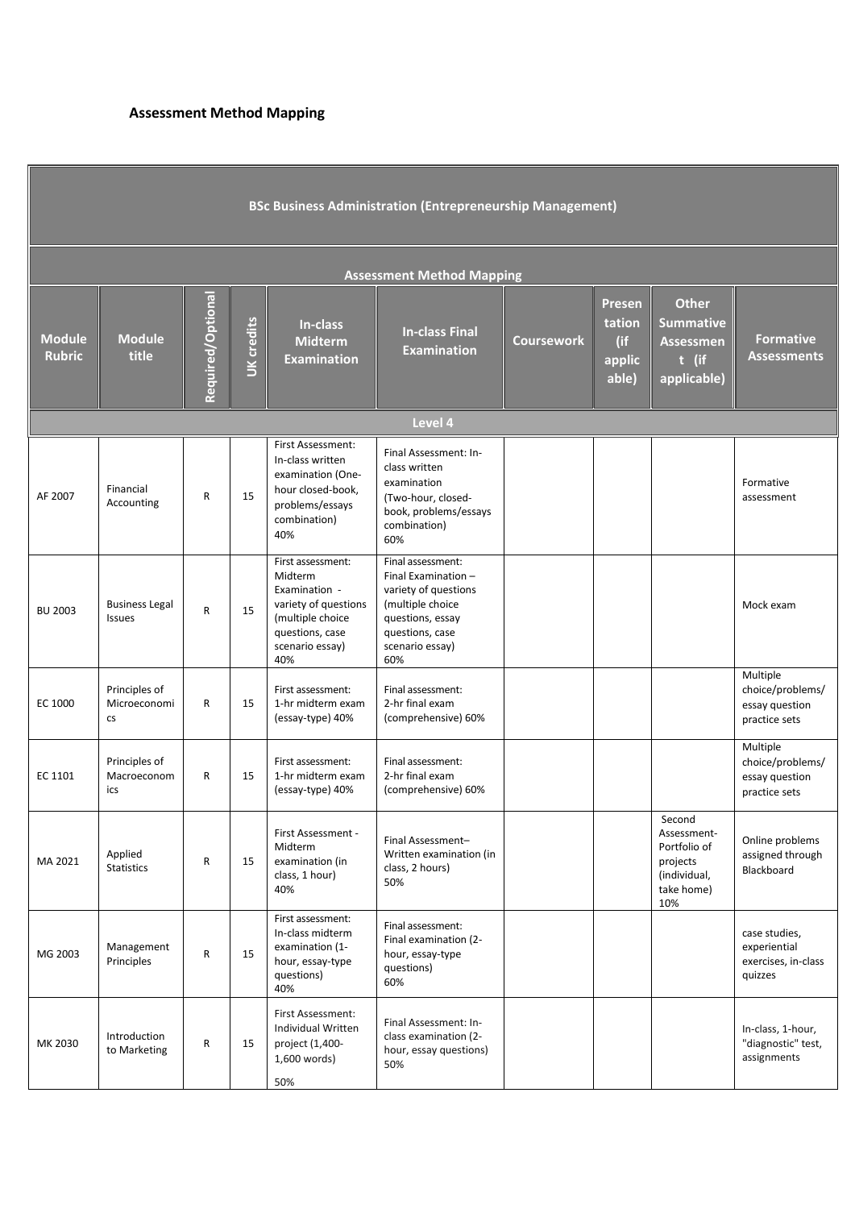**Assessment Method Mapping**

| BSc Business Administration (Entrepreneurship Management) | | | | | | | | | |
|---|---|---|---|---|---|---|---|---|---|
| Assessment Method Mapping | | | | | | | | | |
| Module Rubric | Module title | Required/Optional | UK credits | In-class Midterm Examination | In-class Final Examination | Coursework | Presentation (if applicable) | Other Summative Assessment (if applicable) | Formative Assessments |
| Level 4 | | | | | | | | | |
| AF 2007 | Financial Accounting | R | 15 | First Assessment: In-class written examination (One-hour closed-book, problems/essays combination) 40% | Final Assessment: In-class written examination (Two-hour, closed-book, problems/essays combination) 60% | | | | Formative assessment |
| BU 2003 | Business Legal Issues | R | 15 | First assessment: Midterm Examination - variety of questions (multiple choice questions, case scenario essay) 40% | Final assessment: Final Examination – variety of questions (multiple choice questions, essay questions, case scenario essay) 60% | | | | Mock exam |
| EC 1000 | Principles of Microeconomics | R | 15 | First assessment: 1-hr midterm exam (essay-type) 40% | Final assessment: 2-hr final exam (comprehensive) 60% | | | | Multiple choice/problems/ essay question practice sets |
| EC 1101 | Principles of Macroeconomics | R | 15 | First assessment: 1-hr midterm exam (essay-type) 40% | Final assessment: 2-hr final exam (comprehensive) 60% | | | | Multiple choice/problems/ essay question practice sets |
| MA 2021 | Applied Statistics | R | 15 | First Assessment - Midterm examination (in class, 1 hour) 40% | Final Assessment– Written examination (in class, 2 hours) 50% | | | Second Assessment- Portfolio of projects (individual, take home) 10% | Online problems assigned through Blackboard |
| MG 2003 | Management Principles | R | 15 | First assessment: In-class midterm examination (1-hour, essay-type questions) 40% | Final assessment: Final examination (2-hour, essay-type questions) 60% | | | | case studies, experiential exercises, in-class quizzes |
| MK 2030 | Introduction to Marketing | R | 15 | First Assessment: Individual Written project (1,400-1,600 words) 50% | Final Assessment: In-class examination (2-hour, essay questions) 50% | | | | In-class, 1-hour, "diagnostic" test, assignments |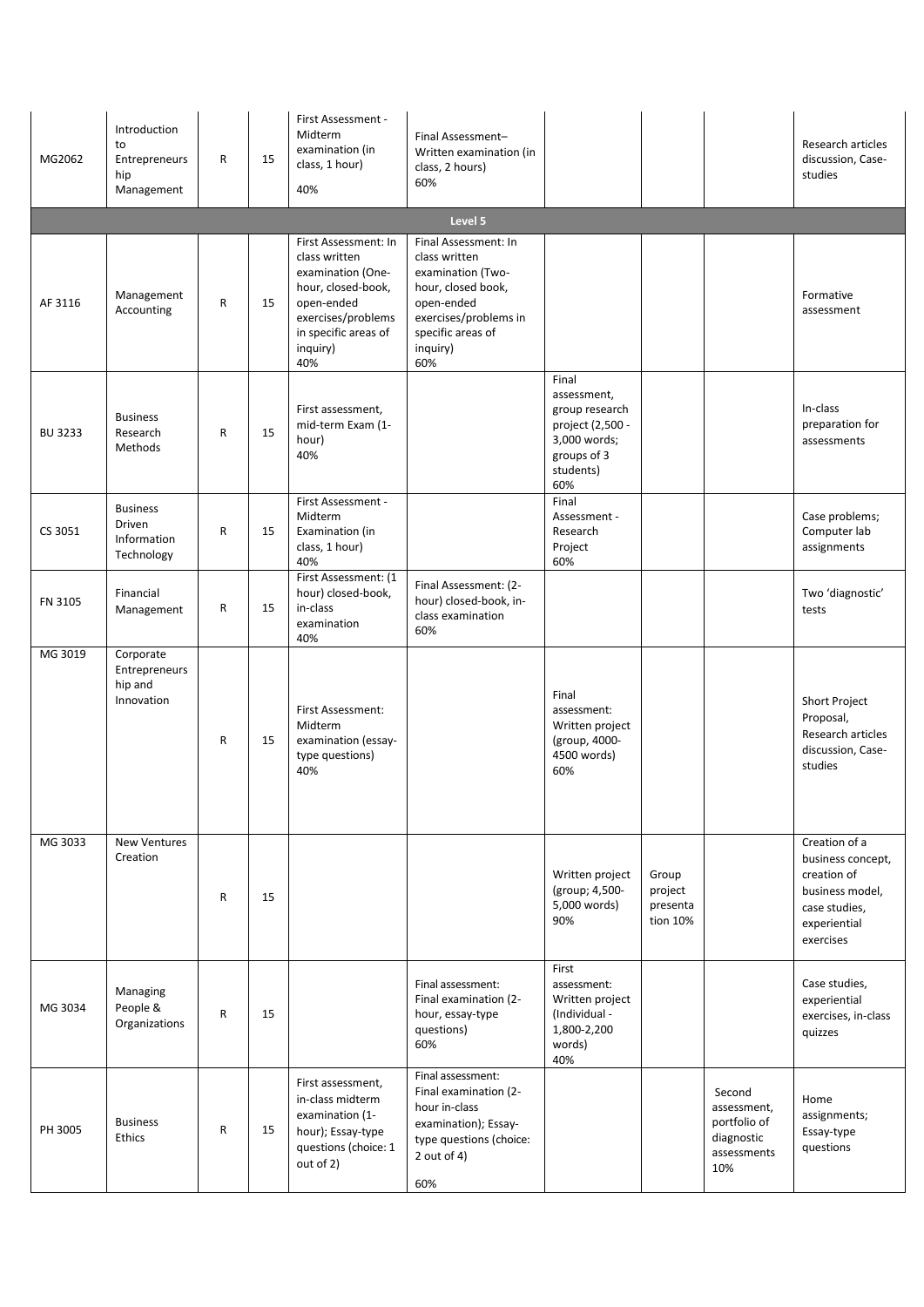| | | | | | | | | | |
|---|---|---|---|---|---|---|---|---|---|
| MG2062 | Introduction to Entrepreneurship Management | R | 15 | First Assessment - Midterm examination (in class, 1 hour) 40% | Final Assessment– Written examination (in class, 2 hours) 60% | | | | Research articles discussion, Case-studies |
| **Level 5** | | | | | | | | | |
| AF 3116 | Management Accounting | R | 15 | First Assessment: In class written examination (One-hour, closed-book, open-ended exercises/problems in specific areas of inquiry) 40% | Final Assessment: In class written examination (Two-hour, closed book, open-ended exercises/problems in specific areas of inquiry) 60% | | | | Formative assessment |
| BU 3233 | Business Research Methods | R | 15 | First assessment, mid-term Exam (1-hour) 40% | | Final assessment, group research project (2,500 - 3,000 words; groups of 3 students) 60% | | | In-class preparation for assessments |
| CS 3051 | Business Driven Information Technology | R | 15 | First Assessment - Midterm Examination (in class, 1 hour) 40% | | Final Assessment - Research Project 60% | | | Case problems; Computer lab assignments |
| FN 3105 | Financial Management | R | 15 | First Assessment: (1 hour) closed-book, in-class examination 40% | Final Assessment: (2-hour) closed-book, in-class examination 60% | | | | Two 'diagnostic' tests |
| MG 3019 | Corporate Entrepreneurship and Innovation | R | 15 | First Assessment: Midterm examination (essay-type questions) 40% | | Final assessment: Written project (group, 4000-4500 words) 60% | | | Short Project Proposal, Research articles discussion, Case-studies |
| MG 3033 | New Ventures Creation | R | 15 | | | Written project (group; 4,500-5,000 words) 90% | Group project presentation 10% | | Creation of a business concept, creation of business model, case studies, experiential exercises |
| MG 3034 | Managing People & Organizations | R | 15 | | Final assessment: Final examination (2-hour, essay-type questions) 60% | First assessment: Written project (Individual - 1,800-2,200 words) 40% | | | Case studies, experiential exercises, in-class quizzes |
| PH 3005 | Business Ethics | R | 15 | First assessment, in-class midterm examination (1-hour); Essay-type questions (choice: 1 out of 2) | Final assessment: Final examination (2-hour in-class examination); Essay-type questions (choice: 2 out of 4) 60% | | | Second assessment, portfolio of diagnostic assessments 10% | Home assignments; Essay-type questions |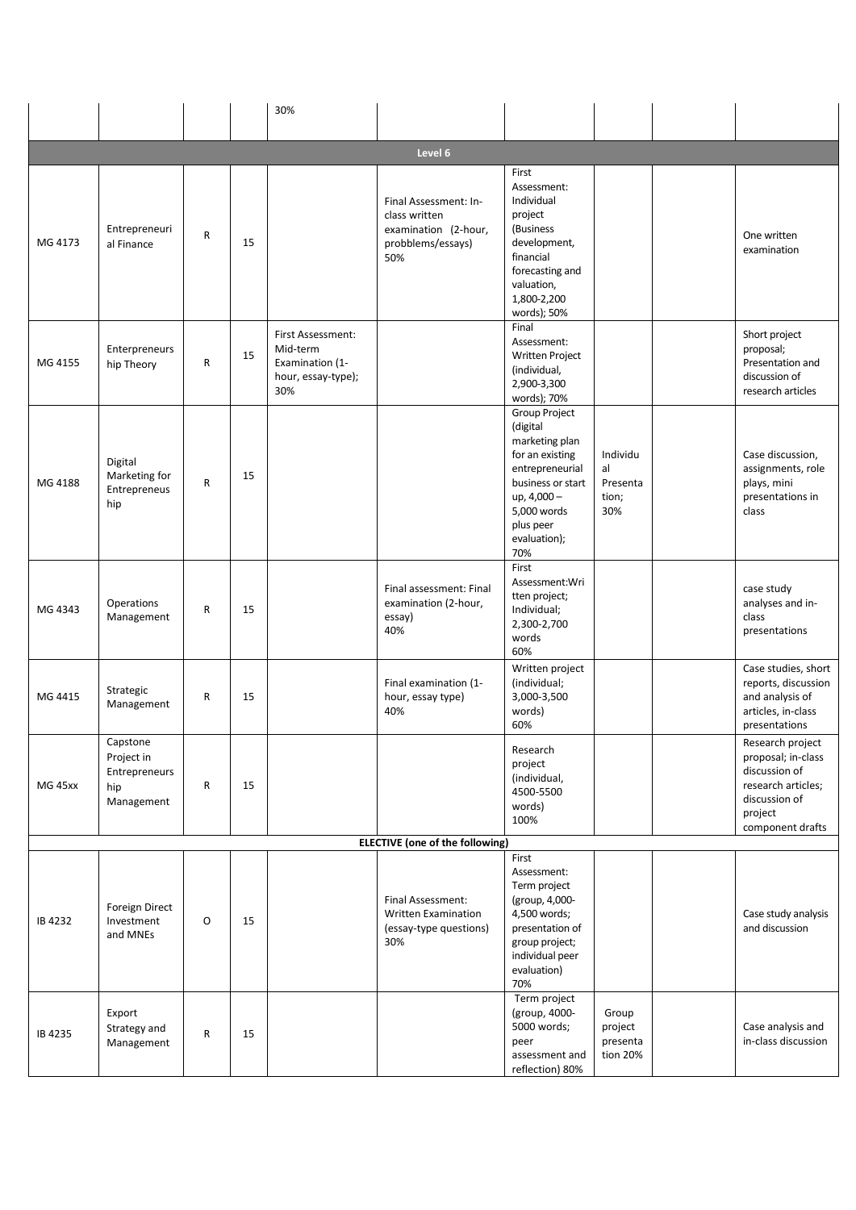| | | | | 30% | | | | | |
|---|---|---|---|---|---|---|---|---|---|
| **Level 6** | | | | | | | | | |
| MG 4173 | Entrepreneurial Finance | R | 15 | | Final Assessment: In-class written examination (2-hour, probblems/essays) 50% | First Assessment: Individual project (Business development, financial forecasting and valuation, 1,800-2,200 words); 50% | | | One written examination |
| MG 4155 | Entrepreneurship Theory | R | 15 | First Assessment: Mid-term Examination (1-hour, essay-type); 30% | | Final Assessment: Written Project (individual, 2,900-3,300 words); 70% | | | Short project proposal; Presentation and discussion of research articles |
| MG 4188 | Digital Marketing for Entrepreneurship | R | 15 | | | Group Project (digital marketing plan for an existing entrepreneurial business or start up, 4,000 – 5,000 words plus peer evaluation); 70% | Individual Presentation; 30% | | Case discussion, assignments, role plays, mini presentations in class |
| MG 4343 | Operations Management | R | 15 | | Final assessment: Final examination (2-hour, essay) 40% | First Assessment:Written project; Individual; 2,300-2,700 words 60% | | | case study analyses and in-class presentations |
| MG 4415 | Strategic Management | R | 15 | | Final examination (1-hour, essay type) 40% | Written project (individual; 3,000-3,500 words) 60% | | | Case studies, short reports, discussion and analysis of articles, in-class presentations |
| MG 45xx | Capstone Project in Entrepreneurship Management | R | 15 | | | Research project (individual, 4500-5500 words) 100% | | | Research project proposal; in-class discussion of research articles; discussion of project component drafts |
| **ELECTIVE (one of the following)** | | | | | | | | | |
| IB 4232 | Foreign Direct Investment and MNEs | O | 15 | | Final Assessment: Written Examination (essay-type questions) 30% | First Assessment: Term project (group, 4,000-4,500 words; presentation of group project; individual peer evaluation) 70% | | | Case study analysis and discussion |
| IB 4235 | Export Strategy and Management | R | 15 | | | Term project (group, 4000-5000 words; peer assessment and reflection) 80% | Group project presentation 20% | | Case analysis and in-class discussion |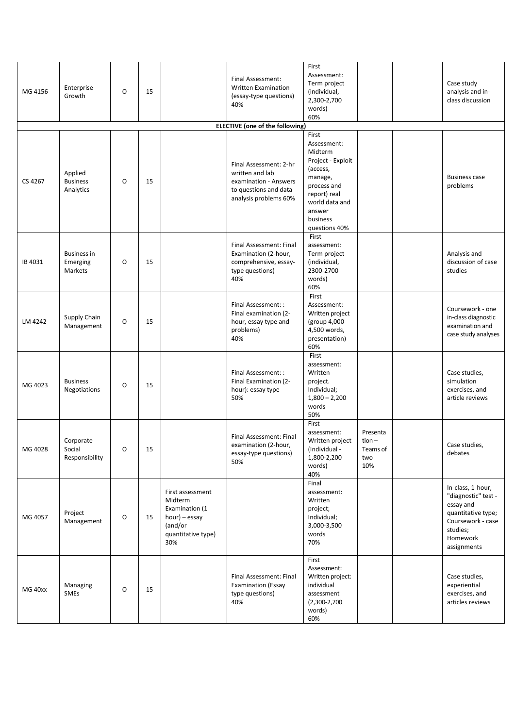| | | | | | | | | | |
|---|---|---|---|---|---|---|---|---|---|
| MG 4156 | Enterprise Growth | O | 15 | | Final Assessment: Written Examination (essay-type questions) 40% | First Assessment: Term project (individual, 2,300-2,700 words) 60% | | | Case study analysis and in-class discussion |
| **ELECTIVE (one of the following)** | | | | | | | | | |
| CS 4267 | Applied Business Analytics | O | 15 | | Final Assessment: 2-hr written and lab examination - Answers to questions and data analysis problems 60% | First Assessment: Midterm Project - Exploit (access, manage, process and report) real world data and answer business questions 40% | | | Business case problems |
| IB 4031 | Business in Emerging Markets | O | 15 | | Final Assessment: Final Examination (2-hour, comprehensive, essay-type questions) 40% | First assessment: Term project (individual, 2300-2700 words) 60% | | | Analysis and discussion of case studies |
| LM 4242 | Supply Chain Management | O | 15 | | Final Assessment: : Final examination (2-hour, essay type and problems) 40% | First Assessment: Written project (group 4,000-4,500 words, presentation) 60% | | | Coursework - one in-class diagnostic examination and case study analyses |
| MG 4023 | Business Negotiations | O | 15 | | Final Assessment: : Final Examination (2-hour): essay type 50% | First assessment: Written project. Individual; 1,800 – 2,200 words 50% | | | Case studies, simulation exercises, and article reviews |
| MG 4028 | Corporate Social Responsibility | O | 15 | | Final Assessment: Final examination (2-hour, essay-type questions) 50% | First assessment: Written project (Individual - 1,800-2,200 words) 40% | Presentation – Teams of two 10% | | Case studies, debates |
| MG 4057 | Project Management | O | 15 | First assessment Midterm Examination (1 hour) – essay (and/or quantitative type) 30% | | Final assessment: Written project; Individual; 3,000-3,500 words 70% | | | In-class, 1-hour, "diagnostic" test - essay and quantitative type; Coursework - case studies; Homework assignments |
| MG 40xx | Managing SMEs | O | 15 | | Final Assessment: Final Examination (Essay type questions) 40% | First Assessment: Written project: individual assessment (2,300-2,700 words) 60% | | | Case studies, experiential exercises, and articles reviews |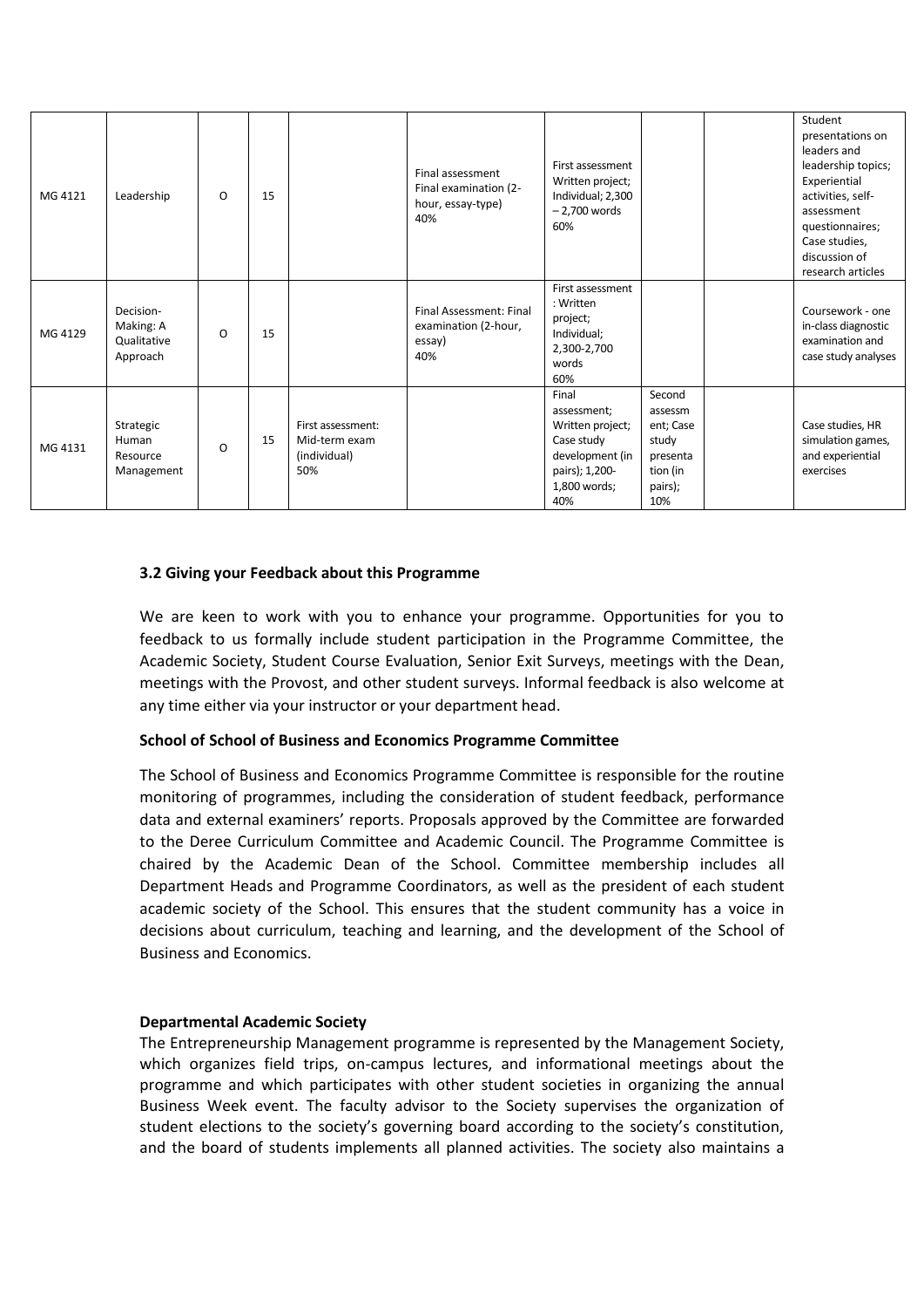| | | | | | | | | | |
|---|---|---|---|---|---|---|---|---|---|
| MG 4121 | Leadership | O | 15 | | Final assessment Final examination (2-hour, essay-type) 40% | First assessment Written project; Individual; 2,300 – 2,700 words 60% | | | Student presentations on leaders and leadership topics; Experiential activities, self-assessment questionnaires; Case studies, discussion of research articles |
| MG 4129 | Decision-Making: A Qualitative Approach | O | 15 | | Final Assessment: Final examination (2-hour, essay) 40% | First assessment : Written project; Individual; 2,300-2,700 words 60% | | | Coursework - one in-class diagnostic examination and case study analyses |
| MG 4131 | Strategic Human Resource Management | O | 15 | First assessment: Mid-term exam (individual) 50% | | Final assessment; Written project; Case study development (in pairs); 1,200-1,800 words; 40% | Second assessment; Case study presentation (in pairs); 10% | | Case studies, HR simulation games, and experiential exercises |

### 3.2 Giving your Feedback about this Programme

We are keen to work with you to enhance your programme. Opportunities for you to feedback to us formally include student participation in the Programme Committee, the Academic Society, Student Course Evaluation, Senior Exit Surveys, meetings with the Dean, meetings with the Provost, and other student surveys. Informal feedback is also welcome at any time either via your instructor or your department head.

**School of School of Business and Economics Programme Committee**

The School of Business and Economics Programme Committee is responsible for the routine monitoring of programmes, including the consideration of student feedback, performance data and external examiners' reports. Proposals approved by the Committee are forwarded to the Deree Curriculum Committee and Academic Council. The Programme Committee is chaired by the Academic Dean of the School. Committee membership includes all Department Heads and Programme Coordinators, as well as the president of each student academic society of the School. This ensures that the student community has a voice in decisions about curriculum, teaching and learning, and the development of the School of Business and Economics.

**Departmental Academic Society**

The Entrepreneurship Management programme is represented by the Management Society, which organizes field trips, on-campus lectures, and informational meetings about the programme and which participates with other student societies in organizing the annual Business Week event. The faculty advisor to the Society supervises the organization of student elections to the society's governing board according to the society's constitution, and the board of students implements all planned activities. The society also maintains a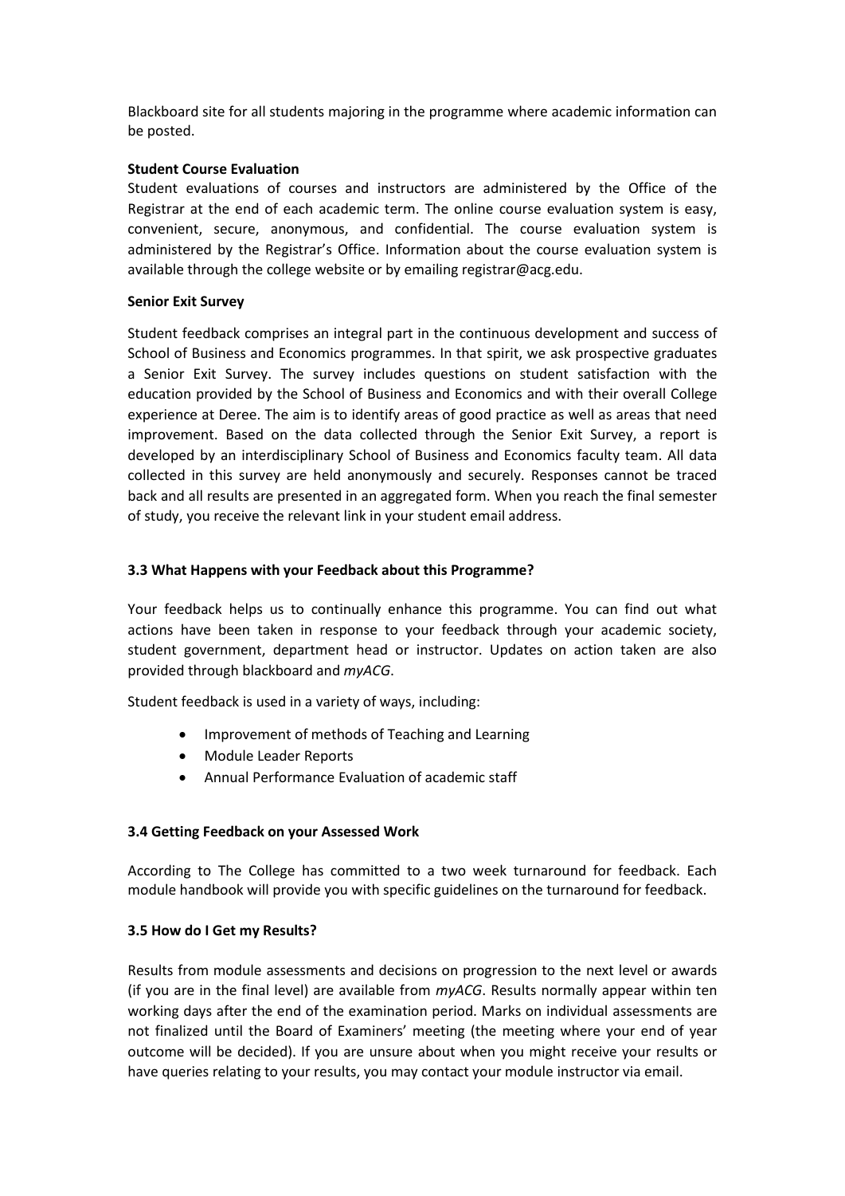Blackboard site for all students majoring in the programme where academic information can be posted.

**Student Course Evaluation**

Student evaluations of courses and instructors are administered by the Office of the Registrar at the end of each academic term. The online course evaluation system is easy, convenient, secure, anonymous, and confidential. The course evaluation system is administered by the Registrar's Office. Information about the course evaluation system is available through the college website or by emailing registrar@acg.edu.

**Senior Exit Survey**

Student feedback comprises an integral part in the continuous development and success of School of Business and Economics programmes. In that spirit, we ask prospective graduates a Senior Exit Survey. The survey includes questions on student satisfaction with the education provided by the School of Business and Economics and with their overall College experience at Deree. The aim is to identify areas of good practice as well as areas that need improvement. Based on the data collected through the Senior Exit Survey, a report is developed by an interdisciplinary School of Business and Economics faculty team. All data collected in this survey are held anonymously and securely. Responses cannot be traced back and all results are presented in an aggregated form. When you reach the final semester of study, you receive the relevant link in your student email address.

### 3.3 What Happens with your Feedback about this Programme?

Your feedback helps us to continually enhance this programme. You can find out what actions have been taken in response to your feedback through your academic society, student government, department head or instructor. Updates on action taken are also provided through blackboard and *myACG*.

Student feedback is used in a variety of ways, including:

- Improvement of methods of Teaching and Learning
- Module Leader Reports
- Annual Performance Evaluation of academic staff

### 3.4 Getting Feedback on your Assessed Work

According to The College has committed to a two week turnaround for feedback. Each module handbook will provide you with specific guidelines on the turnaround for feedback.

### 3.5 How do I Get my Results?

Results from module assessments and decisions on progression to the next level or awards (if you are in the final level) are available from *myACG*. Results normally appear within ten working days after the end of the examination period. Marks on individual assessments are not finalized until the Board of Examiners' meeting (the meeting where your end of year outcome will be decided). If you are unsure about when you might receive your results or have queries relating to your results, you may contact your module instructor via email.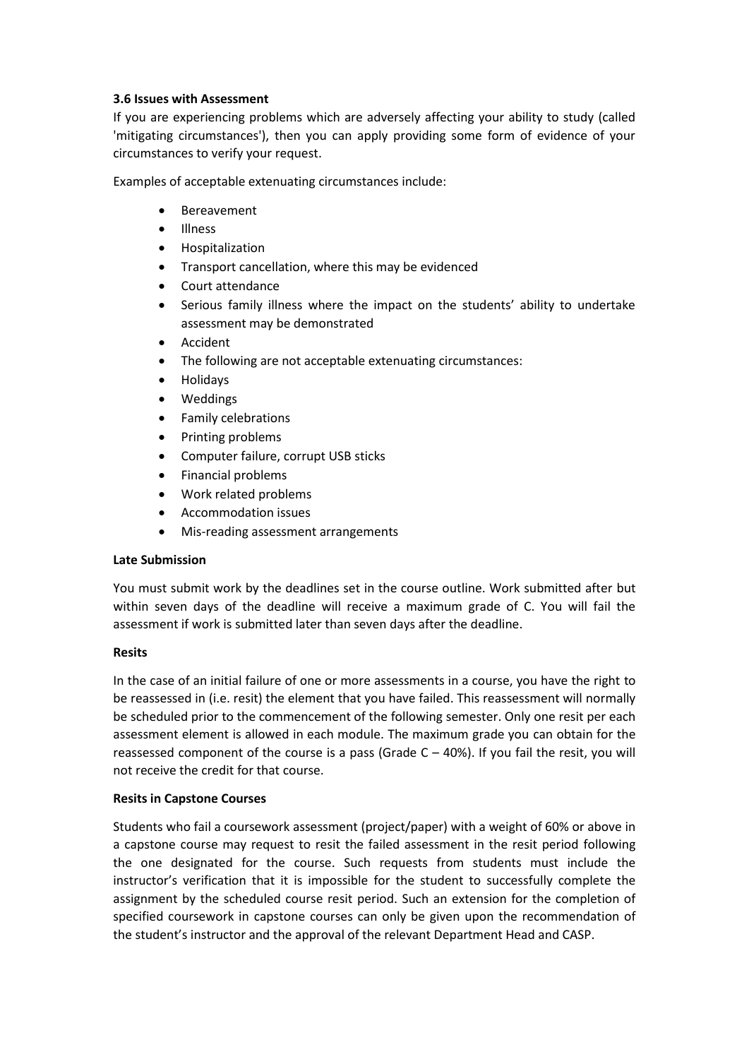**3.6 Issues with Assessment**

If you are experiencing problems which are adversely affecting your ability to study (called 'mitigating circumstances'), then you can apply providing some form of evidence of your circumstances to verify your request.

Examples of acceptable extenuating circumstances include:

- Bereavement
- Illness
- Hospitalization
- Transport cancellation, where this may be evidenced
- Court attendance
- Serious family illness where the impact on the students' ability to undertake assessment may be demonstrated
- Accident
- The following are not acceptable extenuating circumstances:
- Holidays
- Weddings
- Family celebrations
- Printing problems
- Computer failure, corrupt USB sticks
- Financial problems
- Work related problems
- Accommodation issues
- Mis-reading assessment arrangements

**Late Submission**

You must submit work by the deadlines set in the course outline. Work submitted after but within seven days of the deadline will receive a maximum grade of C. You will fail the assessment if work is submitted later than seven days after the deadline.

**Resits**

In the case of an initial failure of one or more assessments in a course, you have the right to be reassessed in (i.e. resit) the element that you have failed. This reassessment will normally be scheduled prior to the commencement of the following semester. Only one resit per each assessment element is allowed in each module. The maximum grade you can obtain for the reassessed component of the course is a pass (Grade C – 40%). If you fail the resit, you will not receive the credit for that course.

**Resits in Capstone Courses**

Students who fail a coursework assessment (project/paper) with a weight of 60% or above in a capstone course may request to resit the failed assessment in the resit period following the one designated for the course. Such requests from students must include the instructor's verification that it is impossible for the student to successfully complete the assignment by the scheduled course resit period. Such an extension for the completion of specified coursework in capstone courses can only be given upon the recommendation of the student's instructor and the approval of the relevant Department Head and CASP.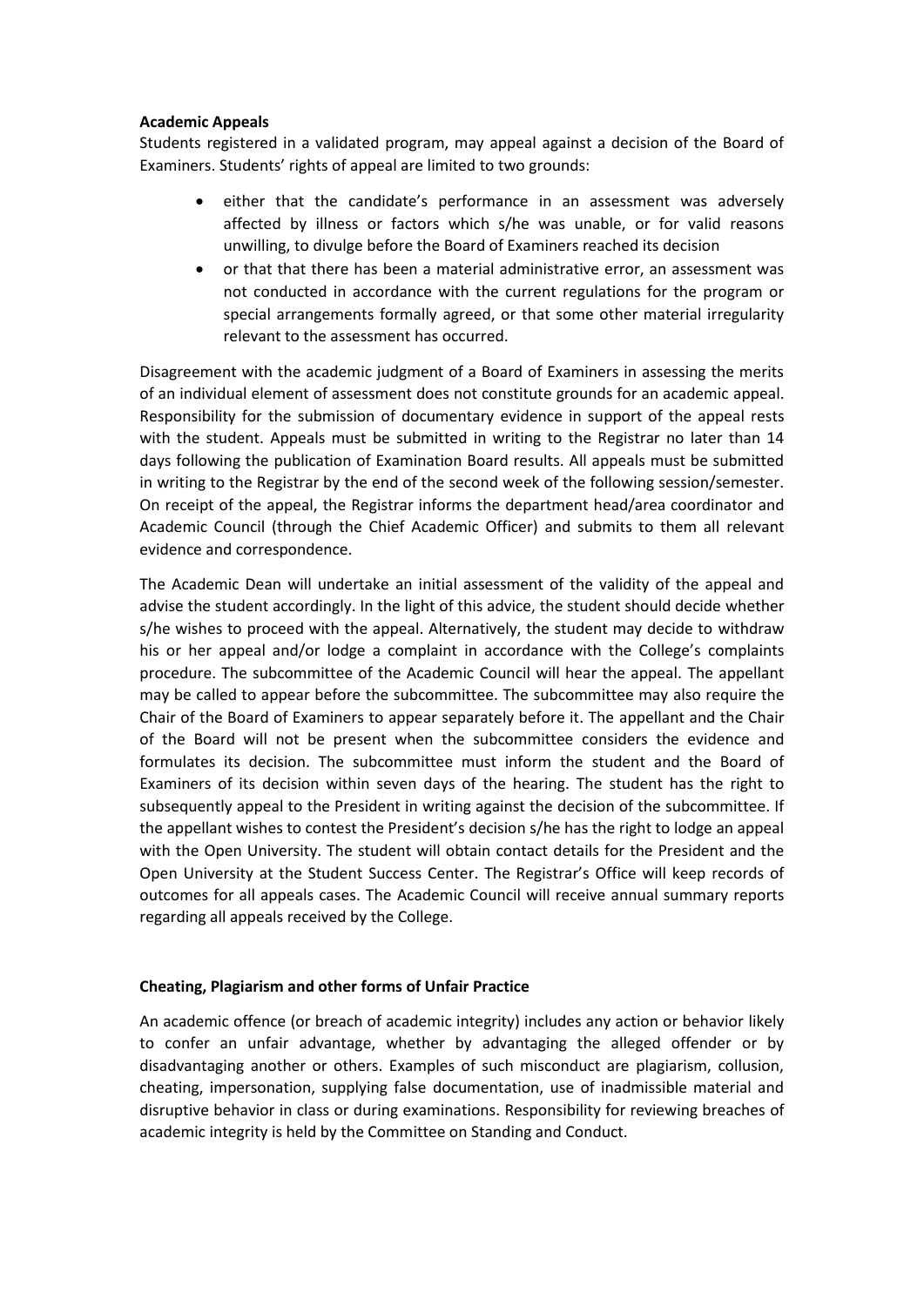**Academic Appeals**

Students registered in a validated program, may appeal against a decision of the Board of Examiners. Students' rights of appeal are limited to two grounds:

- either that the candidate's performance in an assessment was adversely affected by illness or factors which s/he was unable, or for valid reasons unwilling, to divulge before the Board of Examiners reached its decision
- or that that there has been a material administrative error, an assessment was not conducted in accordance with the current regulations for the program or special arrangements formally agreed, or that some other material irregularity relevant to the assessment has occurred.

Disagreement with the academic judgment of a Board of Examiners in assessing the merits of an individual element of assessment does not constitute grounds for an academic appeal. Responsibility for the submission of documentary evidence in support of the appeal rests with the student. Appeals must be submitted in writing to the Registrar no later than 14 days following the publication of Examination Board results. All appeals must be submitted in writing to the Registrar by the end of the second week of the following session/semester. On receipt of the appeal, the Registrar informs the department head/area coordinator and Academic Council (through the Chief Academic Officer) and submits to them all relevant evidence and correspondence.

The Academic Dean will undertake an initial assessment of the validity of the appeal and advise the student accordingly. In the light of this advice, the student should decide whether s/he wishes to proceed with the appeal. Alternatively, the student may decide to withdraw his or her appeal and/or lodge a complaint in accordance with the College's complaints procedure. The subcommittee of the Academic Council will hear the appeal. The appellant may be called to appear before the subcommittee. The subcommittee may also require the Chair of the Board of Examiners to appear separately before it. The appellant and the Chair of the Board will not be present when the subcommittee considers the evidence and formulates its decision. The subcommittee must inform the student and the Board of Examiners of its decision within seven days of the hearing. The student has the right to subsequently appeal to the President in writing against the decision of the subcommittee. If the appellant wishes to contest the President's decision s/he has the right to lodge an appeal with the Open University. The student will obtain contact details for the President and the Open University at the Student Success Center. The Registrar's Office will keep records of outcomes for all appeals cases. The Academic Council will receive annual summary reports regarding all appeals received by the College.

**Cheating, Plagiarism and other forms of Unfair Practice**

An academic offence (or breach of academic integrity) includes any action or behavior likely to confer an unfair advantage, whether by advantaging the alleged offender or by disadvantaging another or others. Examples of such misconduct are plagiarism, collusion, cheating, impersonation, supplying false documentation, use of inadmissible material and disruptive behavior in class or during examinations. Responsibility for reviewing breaches of academic integrity is held by the Committee on Standing and Conduct.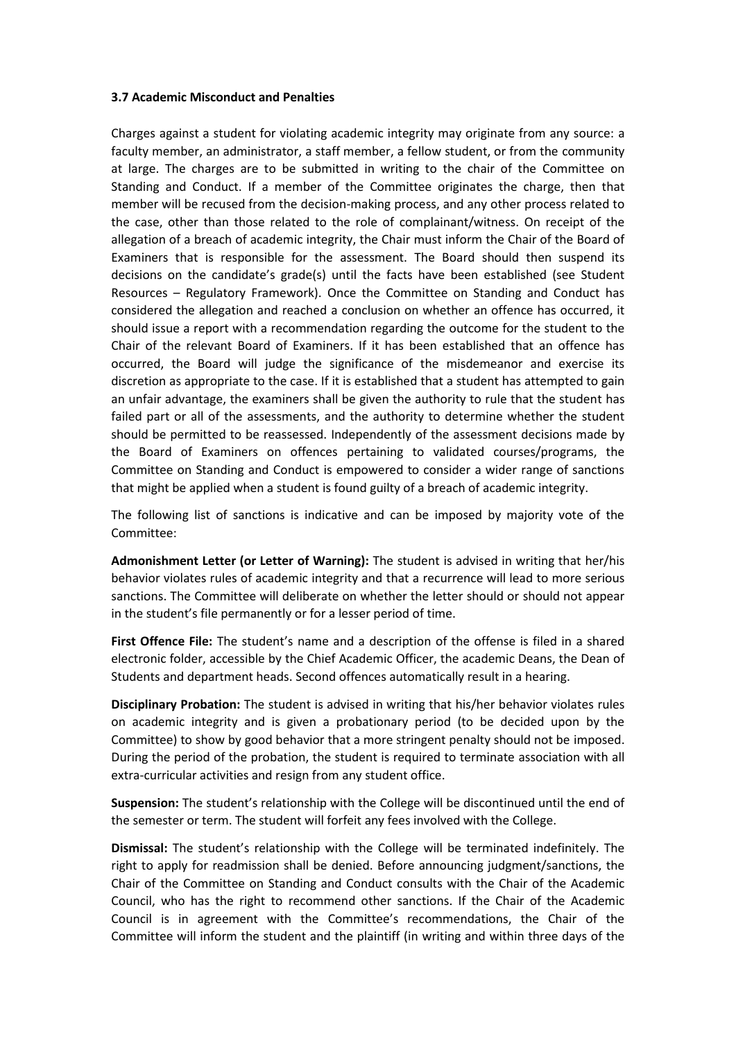**3.7 Academic Misconduct and Penalties**

Charges against a student for violating academic integrity may originate from any source: a faculty member, an administrator, a staff member, a fellow student, or from the community at large. The charges are to be submitted in writing to the chair of the Committee on Standing and Conduct. If a member of the Committee originates the charge, then that member will be recused from the decision-making process, and any other process related to the case, other than those related to the role of complainant/witness. On receipt of the allegation of a breach of academic integrity, the Chair must inform the Chair of the Board of Examiners that is responsible for the assessment. The Board should then suspend its decisions on the candidate's grade(s) until the facts have been established (see Student Resources – Regulatory Framework). Once the Committee on Standing and Conduct has considered the allegation and reached a conclusion on whether an offence has occurred, it should issue a report with a recommendation regarding the outcome for the student to the Chair of the relevant Board of Examiners. If it has been established that an offence has occurred, the Board will judge the significance of the misdemeanor and exercise its discretion as appropriate to the case. If it is established that a student has attempted to gain an unfair advantage, the examiners shall be given the authority to rule that the student has failed part or all of the assessments, and the authority to determine whether the student should be permitted to be reassessed. Independently of the assessment decisions made by the Board of Examiners on offences pertaining to validated courses/programs, the Committee on Standing and Conduct is empowered to consider a wider range of sanctions that might be applied when a student is found guilty of a breach of academic integrity.

The following list of sanctions is indicative and can be imposed by majority vote of the Committee:

**Admonishment Letter (or Letter of Warning):** The student is advised in writing that her/his behavior violates rules of academic integrity and that a recurrence will lead to more serious sanctions. The Committee will deliberate on whether the letter should or should not appear in the student's file permanently or for a lesser period of time.

**First Offence File:** The student's name and a description of the offense is filed in a shared electronic folder, accessible by the Chief Academic Officer, the academic Deans, the Dean of Students and department heads. Second offences automatically result in a hearing.

**Disciplinary Probation:** The student is advised in writing that his/her behavior violates rules on academic integrity and is given a probationary period (to be decided upon by the Committee) to show by good behavior that a more stringent penalty should not be imposed. During the period of the probation, the student is required to terminate association with all extra-curricular activities and resign from any student office.

**Suspension:** The student's relationship with the College will be discontinued until the end of the semester or term. The student will forfeit any fees involved with the College.

**Dismissal:** The student's relationship with the College will be terminated indefinitely. The right to apply for readmission shall be denied. Before announcing judgment/sanctions, the Chair of the Committee on Standing and Conduct consults with the Chair of the Academic Council, who has the right to recommend other sanctions. If the Chair of the Academic Council is in agreement with the Committee's recommendations, the Chair of the Committee will inform the student and the plaintiff (in writing and within three days of the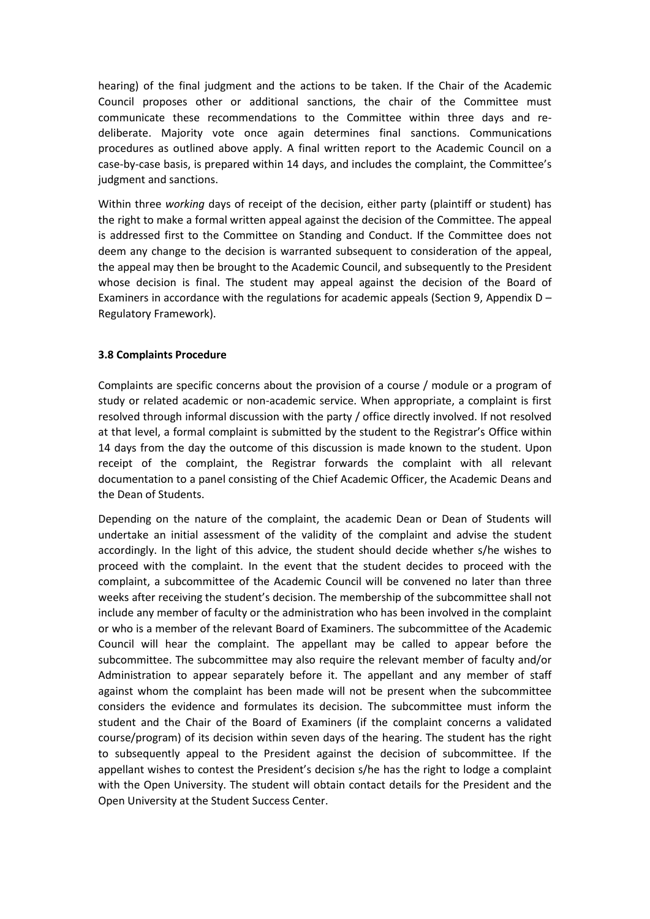hearing) of the final judgment and the actions to be taken. If the Chair of the Academic Council proposes other or additional sanctions, the chair of the Committee must communicate these recommendations to the Committee within three days and re-deliberate. Majority vote once again determines final sanctions. Communications procedures as outlined above apply. A final written report to the Academic Council on a case-by-case basis, is prepared within 14 days, and includes the complaint, the Committee's judgment and sanctions.

Within three *working* days of receipt of the decision, either party (plaintiff or student) has the right to make a formal written appeal against the decision of the Committee. The appeal is addressed first to the Committee on Standing and Conduct. If the Committee does not deem any change to the decision is warranted subsequent to consideration of the appeal, the appeal may then be brought to the Academic Council, and subsequently to the President whose decision is final. The student may appeal against the decision of the Board of Examiners in accordance with the regulations for academic appeals (Section 9, Appendix D – Regulatory Framework).

### 3.8 Complaints Procedure

Complaints are specific concerns about the provision of a course / module or a program of study or related academic or non-academic service. When appropriate, a complaint is first resolved through informal discussion with the party / office directly involved. If not resolved at that level, a formal complaint is submitted by the student to the Registrar's Office within 14 days from the day the outcome of this discussion is made known to the student. Upon receipt of the complaint, the Registrar forwards the complaint with all relevant documentation to a panel consisting of the Chief Academic Officer, the Academic Deans and the Dean of Students.

Depending on the nature of the complaint, the academic Dean or Dean of Students will undertake an initial assessment of the validity of the complaint and advise the student accordingly. In the light of this advice, the student should decide whether s/he wishes to proceed with the complaint. In the event that the student decides to proceed with the complaint, a subcommittee of the Academic Council will be convened no later than three weeks after receiving the student's decision. The membership of the subcommittee shall not include any member of faculty or the administration who has been involved in the complaint or who is a member of the relevant Board of Examiners. The subcommittee of the Academic Council will hear the complaint. The appellant may be called to appear before the subcommittee. The subcommittee may also require the relevant member of faculty and/or Administration to appear separately before it. The appellant and any member of staff against whom the complaint has been made will not be present when the subcommittee considers the evidence and formulates its decision. The subcommittee must inform the student and the Chair of the Board of Examiners (if the complaint concerns a validated course/program) of its decision within seven days of the hearing. The student has the right to subsequently appeal to the President against the decision of subcommittee. If the appellant wishes to contest the President's decision s/he has the right to lodge a complaint with the Open University. The student will obtain contact details for the President and the Open University at the Student Success Center.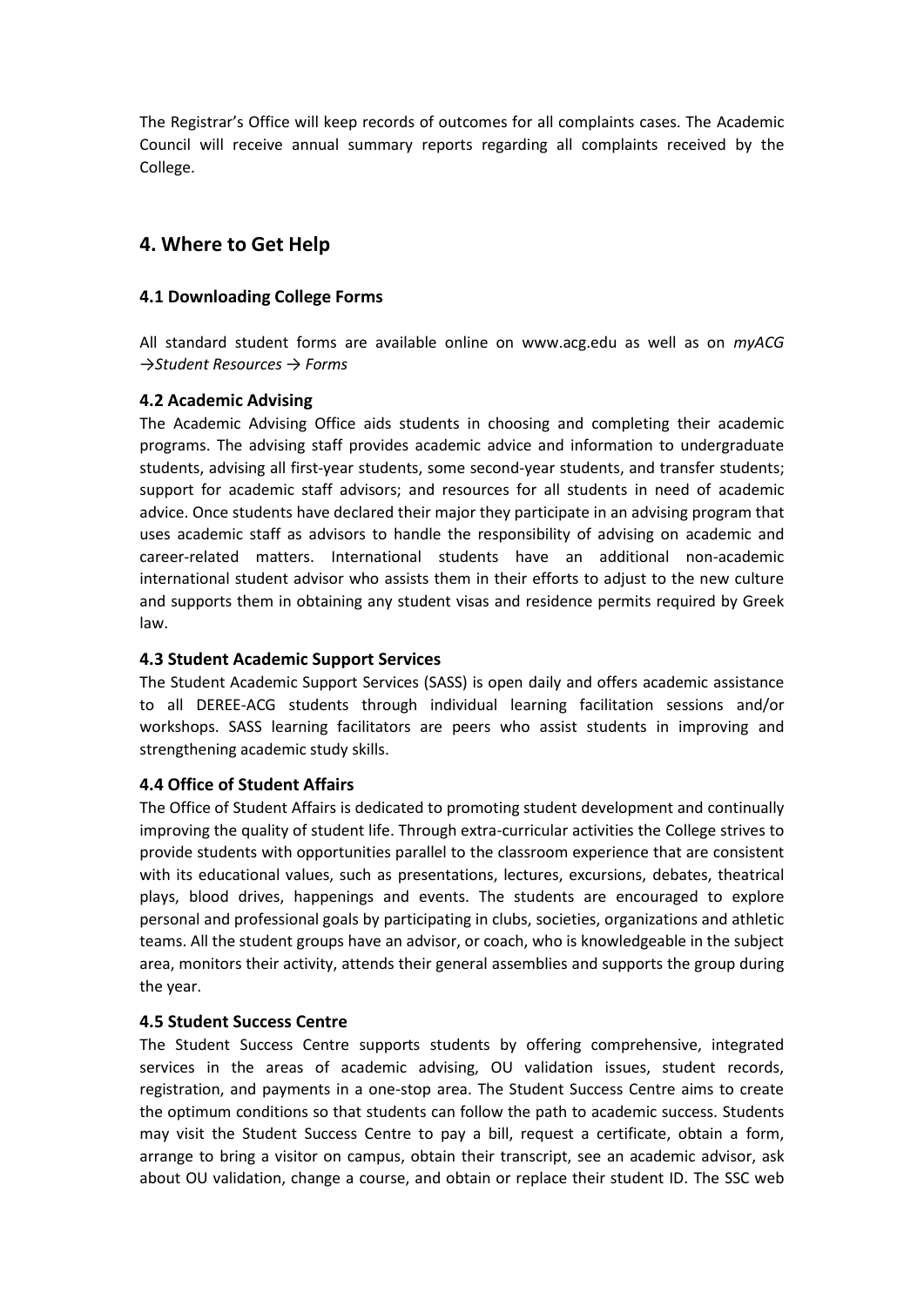The Registrar's Office will keep records of outcomes for all complaints cases. The Academic Council will receive annual summary reports regarding all complaints received by the College.

## 4. Where to Get Help

### 4.1 Downloading College Forms

All standard student forms are available online on www.acg.edu as well as on *myACG →Student Resources → Forms*

### 4.2 Academic Advising

The Academic Advising Office aids students in choosing and completing their academic programs. The advising staff provides academic advice and information to undergraduate students, advising all first-year students, some second-year students, and transfer students; support for academic staff advisors; and resources for all students in need of academic advice. Once students have declared their major they participate in an advising program that uses academic staff as advisors to handle the responsibility of advising on academic and career-related matters. International students have an additional non-academic international student advisor who assists them in their efforts to adjust to the new culture and supports them in obtaining any student visas and residence permits required by Greek law.

### 4.3 Student Academic Support Services

The Student Academic Support Services (SASS) is open daily and offers academic assistance to all DEREE-ACG students through individual learning facilitation sessions and/or workshops. SASS learning facilitators are peers who assist students in improving and strengthening academic study skills.

### 4.4 Office of Student Affairs

The Office of Student Affairs is dedicated to promoting student development and continually improving the quality of student life. Through extra-curricular activities the College strives to provide students with opportunities parallel to the classroom experience that are consistent with its educational values, such as presentations, lectures, excursions, debates, theatrical plays, blood drives, happenings and events. The students are encouraged to explore personal and professional goals by participating in clubs, societies, organizations and athletic teams. All the student groups have an advisor, or coach, who is knowledgeable in the subject area, monitors their activity, attends their general assemblies and supports the group during the year.

### 4.5 Student Success Centre

The Student Success Centre supports students by offering comprehensive, integrated services in the areas of academic advising, OU validation issues, student records, registration, and payments in a one-stop area. The Student Success Centre aims to create the optimum conditions so that students can follow the path to academic success. Students may visit the Student Success Centre to pay a bill, request a certificate, obtain a form, arrange to bring a visitor on campus, obtain their transcript, see an academic advisor, ask about OU validation, change a course, and obtain or replace their student ID. The SSC web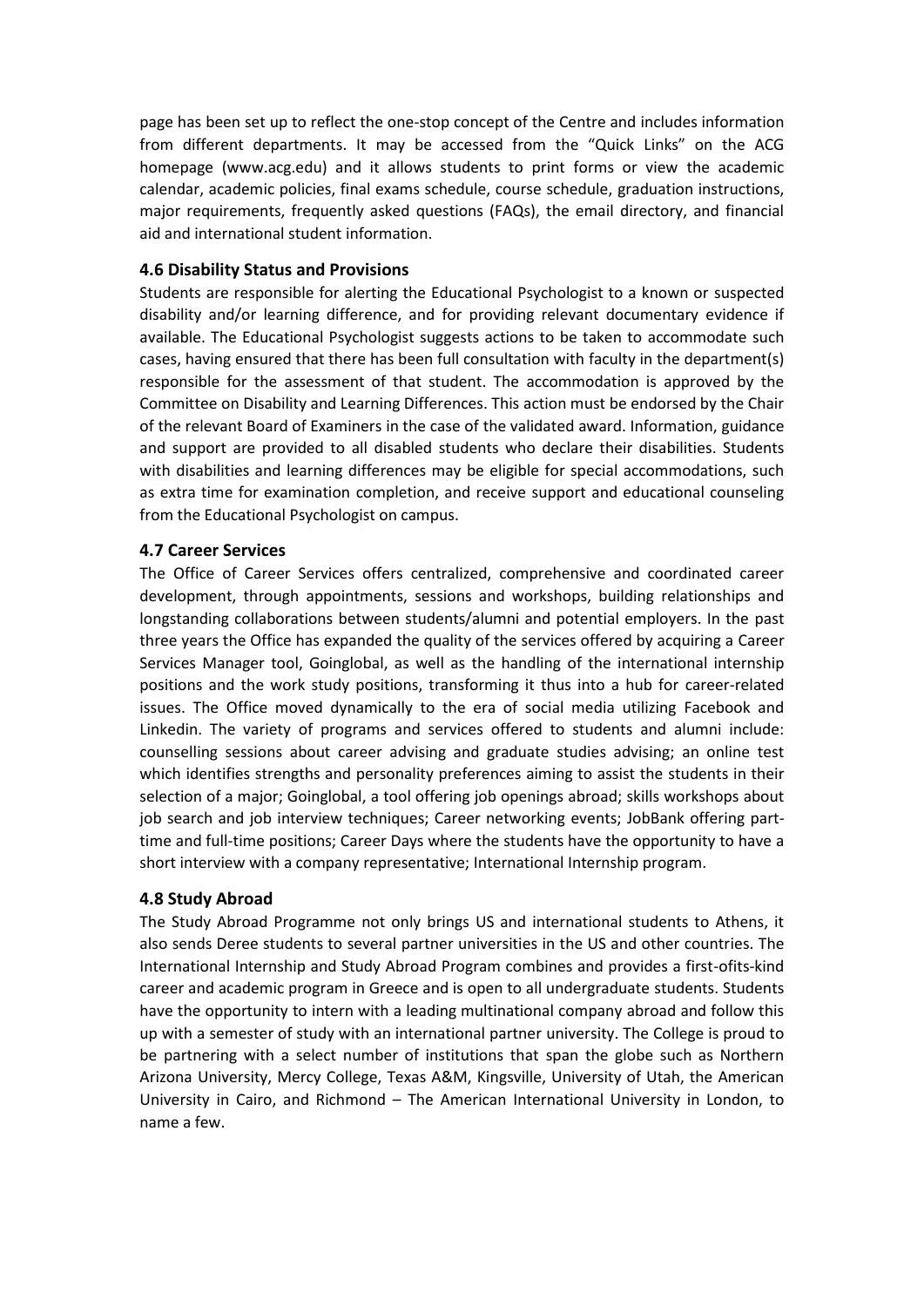page has been set up to reflect the one-stop concept of the Centre and includes information from different departments. It may be accessed from the "Quick Links" on the ACG homepage (www.acg.edu) and it allows students to print forms or view the academic calendar, academic policies, final exams schedule, course schedule, graduation instructions, major requirements, frequently asked questions (FAQs), the email directory, and financial aid and international student information.

### 4.6 Disability Status and Provisions

Students are responsible for alerting the Educational Psychologist to a known or suspected disability and/or learning difference, and for providing relevant documentary evidence if available. The Educational Psychologist suggests actions to be taken to accommodate such cases, having ensured that there has been full consultation with faculty in the department(s) responsible for the assessment of that student. The accommodation is approved by the Committee on Disability and Learning Differences. This action must be endorsed by the Chair of the relevant Board of Examiners in the case of the validated award. Information, guidance and support are provided to all disabled students who declare their disabilities. Students with disabilities and learning differences may be eligible for special accommodations, such as extra time for examination completion, and receive support and educational counseling from the Educational Psychologist on campus.

### 4.7 Career Services

The Office of Career Services offers centralized, comprehensive and coordinated career development, through appointments, sessions and workshops, building relationships and longstanding collaborations between students/alumni and potential employers. In the past three years the Office has expanded the quality of the services offered by acquiring a Career Services Manager tool, Goinglobal, as well as the handling of the international internship positions and the work study positions, transforming it thus into a hub for career-related issues. The Office moved dynamically to the era of social media utilizing Facebook and Linkedin. The variety of programs and services offered to students and alumni include: counselling sessions about career advising and graduate studies advising; an online test which identifies strengths and personality preferences aiming to assist the students in their selection of a major; Goinglobal, a tool offering job openings abroad; skills workshops about job search and job interview techniques; Career networking events; JobBank offering part-time and full-time positions; Career Days where the students have the opportunity to have a short interview with a company representative; International Internship program.

### 4.8 Study Abroad

The Study Abroad Programme not only brings US and international students to Athens, it also sends Deree students to several partner universities in the US and other countries. The International Internship and Study Abroad Program combines and provides a first-ofits-kind career and academic program in Greece and is open to all undergraduate students. Students have the opportunity to intern with a leading multinational company abroad and follow this up with a semester of study with an international partner university. The College is proud to be partnering with a select number of institutions that span the globe such as Northern Arizona University, Mercy College, Texas A&M, Kingsville, University of Utah, the American University in Cairo, and Richmond – The American International University in London, to name a few.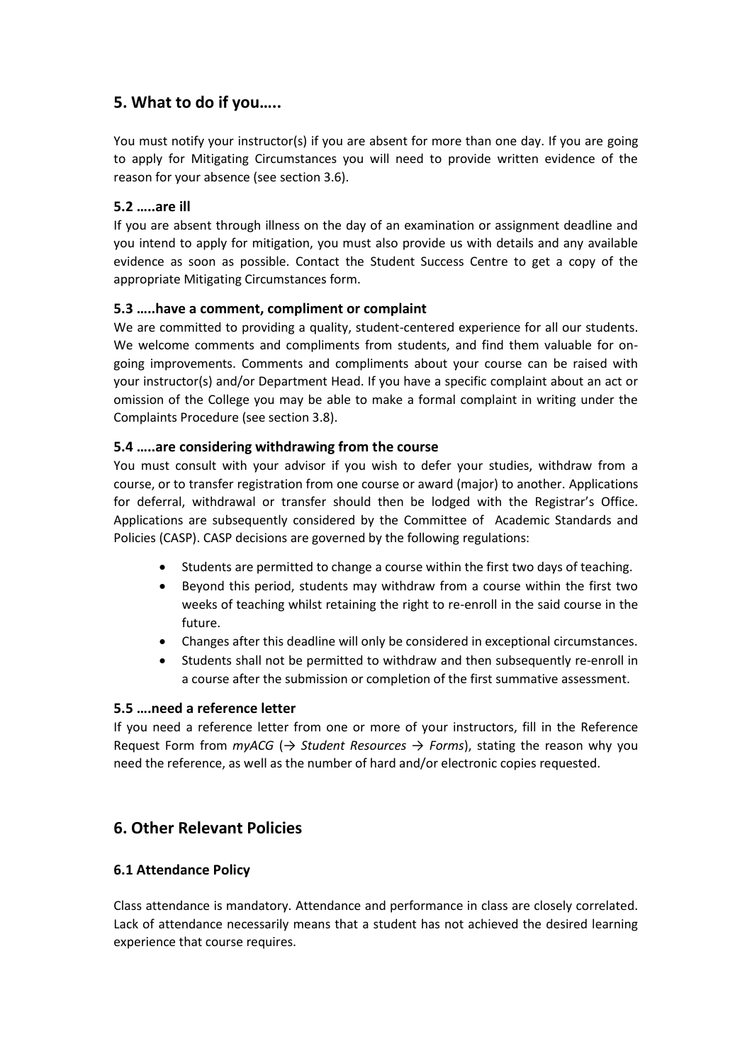## 5. What to do if you…..

You must notify your instructor(s) if you are absent for more than one day. If you are going to apply for Mitigating Circumstances you will need to provide written evidence of the reason for your absence (see section 3.6).

### 5.2 …..are ill

If you are absent through illness on the day of an examination or assignment deadline and you intend to apply for mitigation, you must also provide us with details and any available evidence as soon as possible. Contact the Student Success Centre to get a copy of the appropriate Mitigating Circumstances form.

### 5.3 …..have a comment, compliment or complaint

We are committed to providing a quality, student-centered experience for all our students. We welcome comments and compliments from students, and find them valuable for on-going improvements. Comments and compliments about your course can be raised with your instructor(s) and/or Department Head. If you have a specific complaint about an act or omission of the College you may be able to make a formal complaint in writing under the Complaints Procedure (see section 3.8).

### 5.4 …..are considering withdrawing from the course

You must consult with your advisor if you wish to defer your studies, withdraw from a course, or to transfer registration from one course or award (major) to another. Applications for deferral, withdrawal or transfer should then be lodged with the Registrar's Office. Applications are subsequently considered by the Committee of Academic Standards and Policies (CASP). CASP decisions are governed by the following regulations:

- Students are permitted to change a course within the first two days of teaching.
- Beyond this period, students may withdraw from a course within the first two weeks of teaching whilst retaining the right to re-enroll in the said course in the future.
- Changes after this deadline will only be considered in exceptional circumstances.
- Students shall not be permitted to withdraw and then subsequently re-enroll in a course after the submission or completion of the first summative assessment.

### 5.5 ….need a reference letter

If you need a reference letter from one or more of your instructors, fill in the Reference Request Form from *myACG* (*→ Student Resources → Forms*), stating the reason why you need the reference, as well as the number of hard and/or electronic copies requested.

## 6. Other Relevant Policies

### 6.1 Attendance Policy

Class attendance is mandatory. Attendance and performance in class are closely correlated. Lack of attendance necessarily means that a student has not achieved the desired learning experience that course requires.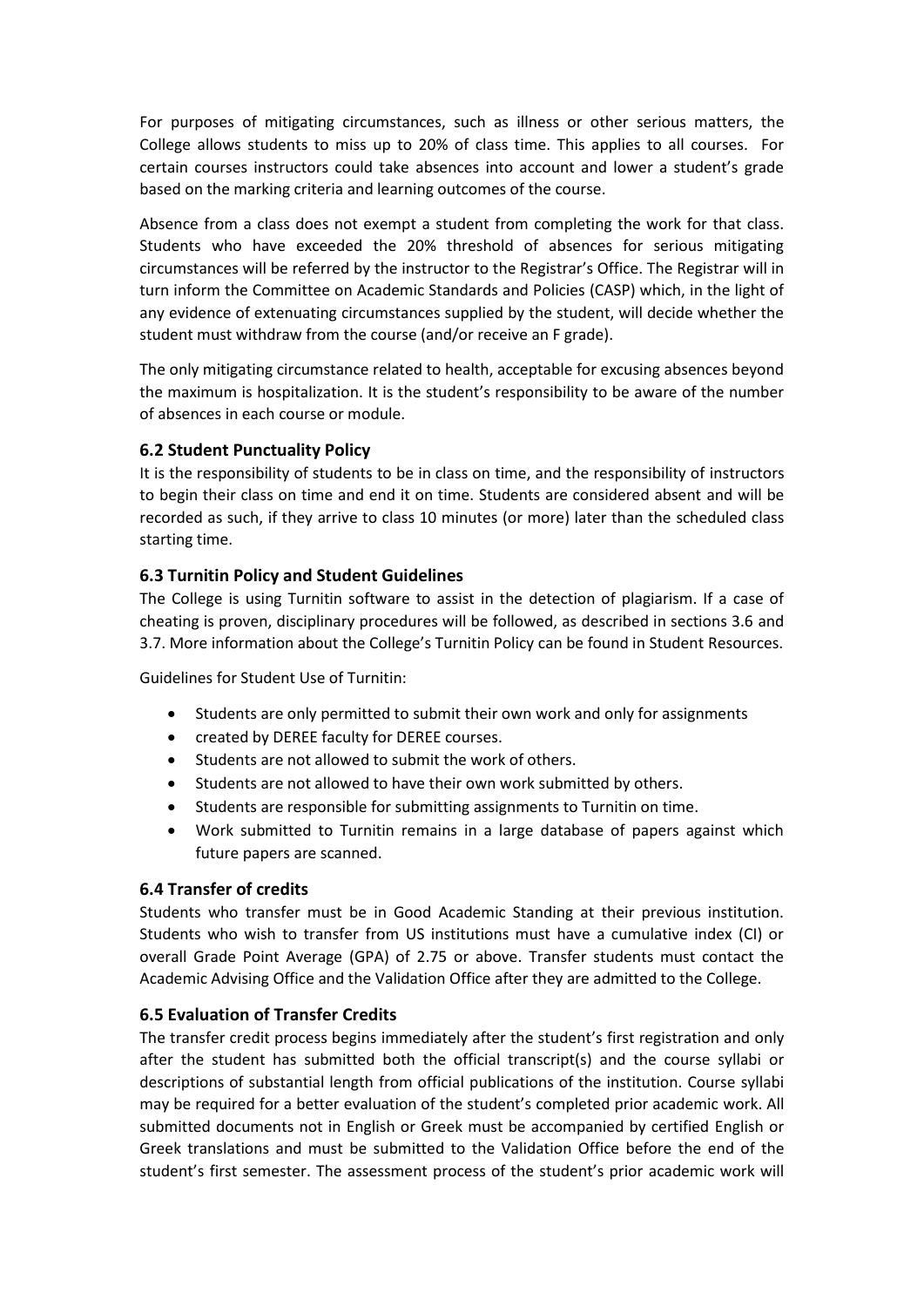For purposes of mitigating circumstances, such as illness or other serious matters, the College allows students to miss up to 20% of class time. This applies to all courses. For certain courses instructors could take absences into account and lower a student's grade based on the marking criteria and learning outcomes of the course.

Absence from a class does not exempt a student from completing the work for that class. Students who have exceeded the 20% threshold of absences for serious mitigating circumstances will be referred by the instructor to the Registrar's Office. The Registrar will in turn inform the Committee on Academic Standards and Policies (CASP) which, in the light of any evidence of extenuating circumstances supplied by the student, will decide whether the student must withdraw from the course (and/or receive an F grade).

The only mitigating circumstance related to health, acceptable for excusing absences beyond the maximum is hospitalization. It is the student's responsibility to be aware of the number of absences in each course or module.

### 6.2 Student Punctuality Policy

It is the responsibility of students to be in class on time, and the responsibility of instructors to begin their class on time and end it on time. Students are considered absent and will be recorded as such, if they arrive to class 10 minutes (or more) later than the scheduled class starting time.

### 6.3 Turnitin Policy and Student Guidelines

The College is using Turnitin software to assist in the detection of plagiarism. If a case of cheating is proven, disciplinary procedures will be followed, as described in sections 3.6 and 3.7. More information about the College's Turnitin Policy can be found in Student Resources.

Guidelines for Student Use of Turnitin:

- Students are only permitted to submit their own work and only for assignments
- created by DEREE faculty for DEREE courses.
- Students are not allowed to submit the work of others.
- Students are not allowed to have their own work submitted by others.
- Students are responsible for submitting assignments to Turnitin on time.
- Work submitted to Turnitin remains in a large database of papers against which future papers are scanned.

### 6.4 Transfer of credits

Students who transfer must be in Good Academic Standing at their previous institution. Students who wish to transfer from US institutions must have a cumulative index (CI) or overall Grade Point Average (GPA) of 2.75 or above. Transfer students must contact the Academic Advising Office and the Validation Office after they are admitted to the College.

### 6.5 Evaluation of Transfer Credits

The transfer credit process begins immediately after the student's first registration and only after the student has submitted both the official transcript(s) and the course syllabi or descriptions of substantial length from official publications of the institution. Course syllabi may be required for a better evaluation of the student's completed prior academic work. All submitted documents not in English or Greek must be accompanied by certified English or Greek translations and must be submitted to the Validation Office before the end of the student's first semester. The assessment process of the student's prior academic work will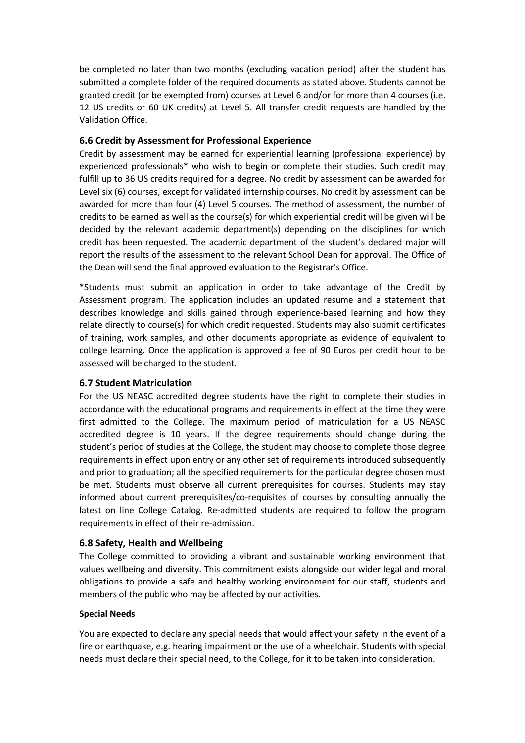be completed no later than two months (excluding vacation period) after the student has submitted a complete folder of the required documents as stated above. Students cannot be granted credit (or be exempted from) courses at Level 6 and/or for more than 4 courses (i.e. 12 US credits or 60 UK credits) at Level 5. All transfer credit requests are handled by the Validation Office.

### 6.6 Credit by Assessment for Professional Experience

Credit by assessment may be earned for experiential learning (professional experience) by experienced professionals* who wish to begin or complete their studies. Such credit may fulfill up to 36 US credits required for a degree. No credit by assessment can be awarded for Level six (6) courses, except for validated internship courses. No credit by assessment can be awarded for more than four (4) Level 5 courses. The method of assessment, the number of credits to be earned as well as the course(s) for which experiential credit will be given will be decided by the relevant academic department(s) depending on the disciplines for which credit has been requested. The academic department of the student's declared major will report the results of the assessment to the relevant School Dean for approval. The Office of the Dean will send the final approved evaluation to the Registrar's Office.

*Students must submit an application in order to take advantage of the Credit by Assessment program. The application includes an updated resume and a statement that describes knowledge and skills gained through experience-based learning and how they relate directly to course(s) for which credit requested. Students may also submit certificates of training, work samples, and other documents appropriate as evidence of equivalent to college learning. Once the application is approved a fee of 90 Euros per credit hour to be assessed will be charged to the student.

### 6.7 Student Matriculation

For the US NEASC accredited degree students have the right to complete their studies in accordance with the educational programs and requirements in effect at the time they were first admitted to the College. The maximum period of matriculation for a US NEASC accredited degree is 10 years. If the degree requirements should change during the student's period of studies at the College, the student may choose to complete those degree requirements in effect upon entry or any other set of requirements introduced subsequently and prior to graduation; all the specified requirements for the particular degree chosen must be met. Students must observe all current prerequisites for courses. Students may stay informed about current prerequisites/co-requisites of courses by consulting annually the latest on line College Catalog. Re-admitted students are required to follow the program requirements in effect of their re-admission.

### 6.8 Safety, Health and Wellbeing

The College committed to providing a vibrant and sustainable working environment that values wellbeing and diversity. This commitment exists alongside our wider legal and moral obligations to provide a safe and healthy working environment for our staff, students and members of the public who may be affected by our activities.

**Special Needs**

You are expected to declare any special needs that would affect your safety in the event of a fire or earthquake, e.g. hearing impairment or the use of a wheelchair. Students with special needs must declare their special need, to the College, for it to be taken into consideration.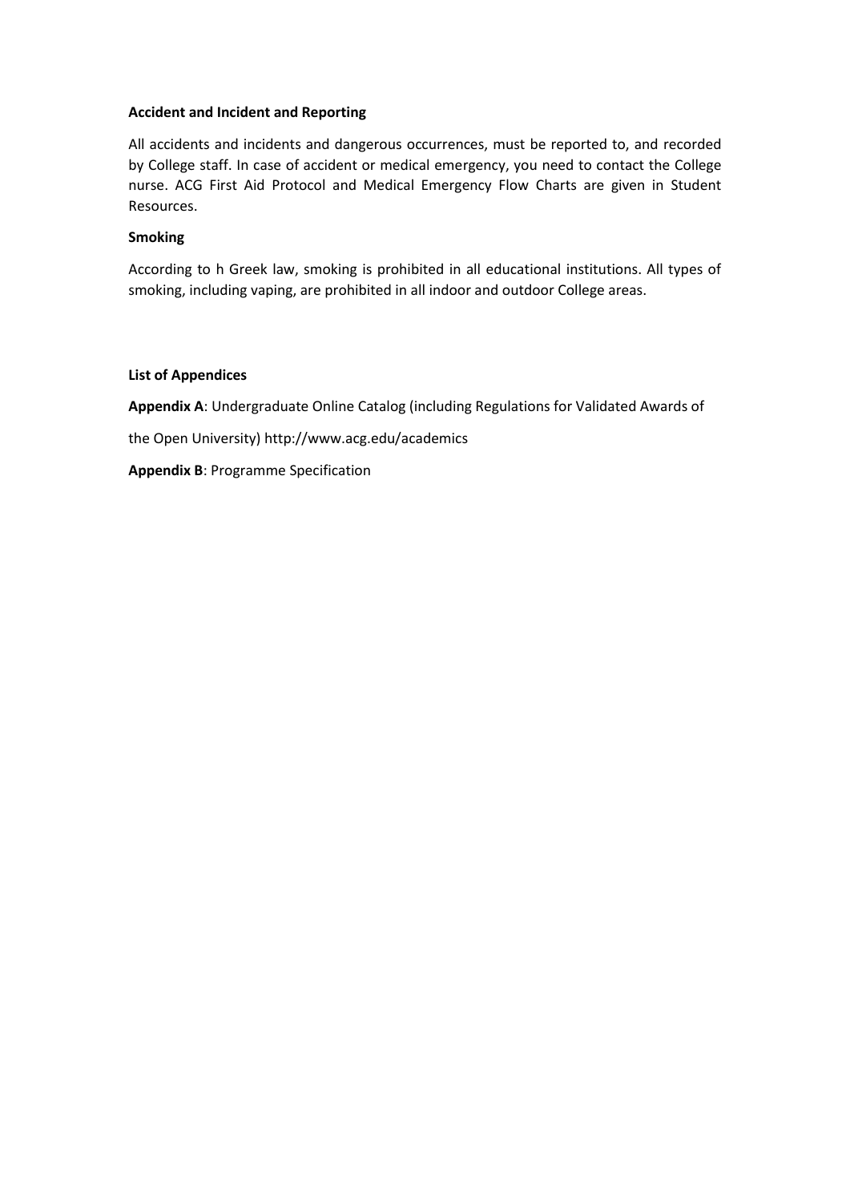**Accident and Incident and Reporting**

All accidents and incidents and dangerous occurrences, must be reported to, and recorded by College staff. In case of accident or medical emergency, you need to contact the College nurse. ACG First Aid Protocol and Medical Emergency Flow Charts are given in Student Resources.

**Smoking**

According to h Greek law, smoking is prohibited in all educational institutions. All types of smoking, including vaping, are prohibited in all indoor and outdoor College areas.

**List of Appendices**

**Appendix A**: Undergraduate Online Catalog (including Regulations for Validated Awards of the Open University) http://www.acg.edu/academics

**Appendix B**: Programme Specification